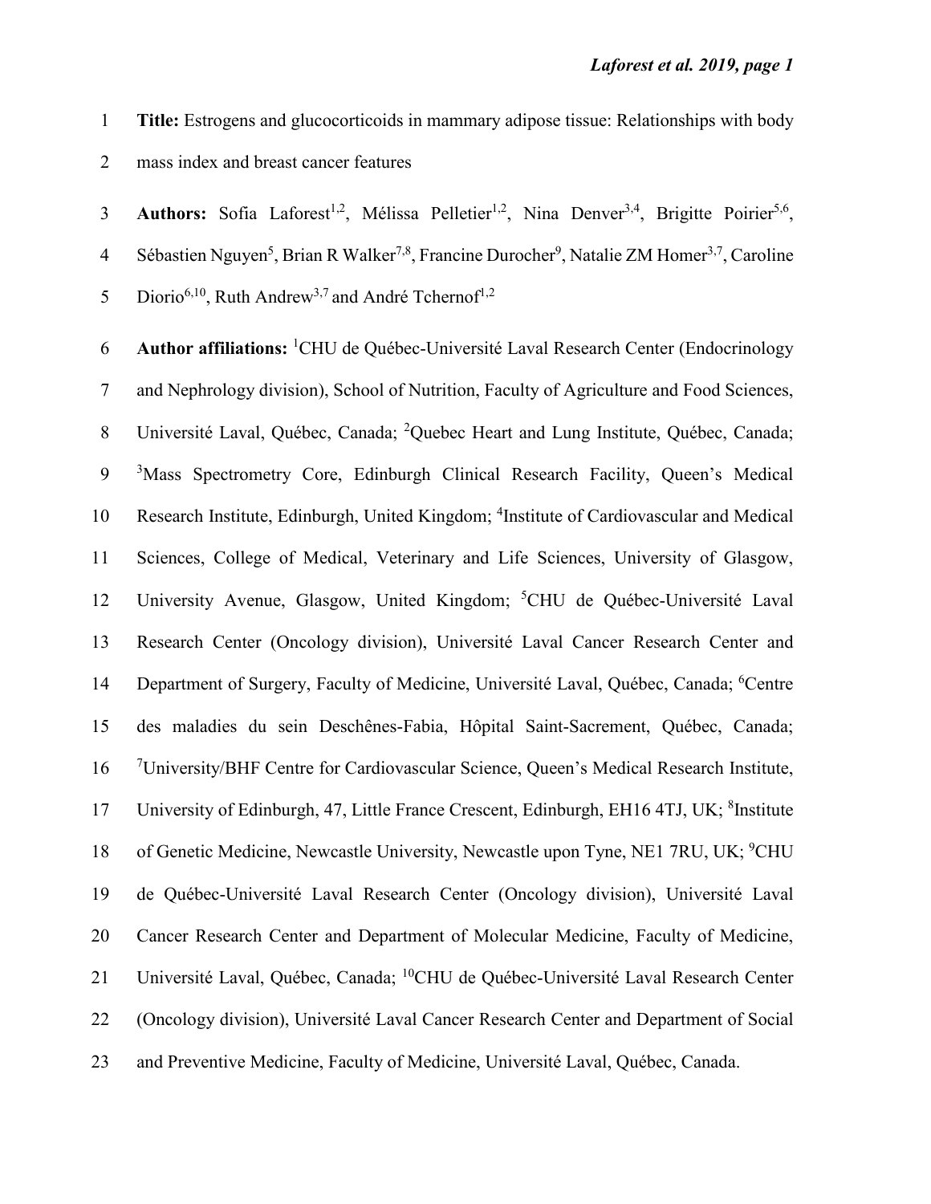**Title:** Estrogens and glucocorticoids in mammary adipose tissue: Relationships with body mass index and breast cancer features

**Authors:** Sofia Laforest[1,2], Mélissa Pelletier[1,2], Nina Denver[3,4], Brigitte Poirier[5,6], Sébastien Nguyen[5], Brian R Walker[7,8], Francine Durocher[9], Natalie ZM Homer[3,7], Caroline Diorio[6,10], Ruth Andrew[3,7] and André Tchernof[1,2]

**Author affiliations:** [1]CHU de Québec-Université Laval Research Center (Endocrinology and Nephrology division), School of Nutrition, Faculty of Agriculture and Food Sciences, Université Laval, Québec, Canada; [2]Quebec Heart and Lung Institute, Québec, Canada; [3]Mass Spectrometry Core, Edinburgh Clinical Research Facility, Queen's Medical Research Institute, Edinburgh, United Kingdom; [4]Institute of Cardiovascular and Medical Sciences, College of Medical, Veterinary and Life Sciences, University of Glasgow, University Avenue, Glasgow, United Kingdom; [5]CHU de Québec-Université Laval Research Center (Oncology division), Université Laval Cancer Research Center and Department of Surgery, Faculty of Medicine, Université Laval, Québec, Canada; [6]Centre des maladies du sein Deschênes-Fabia, Hôpital Saint-Sacrement, Québec, Canada; [7]University/BHF Centre for Cardiovascular Science, Queen's Medical Research Institute, University of Edinburgh, 47, Little France Crescent, Edinburgh, EH16 4TJ, UK; [8]Institute of Genetic Medicine, Newcastle University, Newcastle upon Tyne, NE1 7RU, UK; [9]CHU de Québec-Université Laval Research Center (Oncology division), Université Laval Cancer Research Center and Department of Molecular Medicine, Faculty of Medicine, Université Laval, Québec, Canada; [10]CHU de Québec-Université Laval Research Center (Oncology division), Université Laval Cancer Research Center and Department of Social and Preventive Medicine, Faculty of Medicine, Université Laval, Québec, Canada.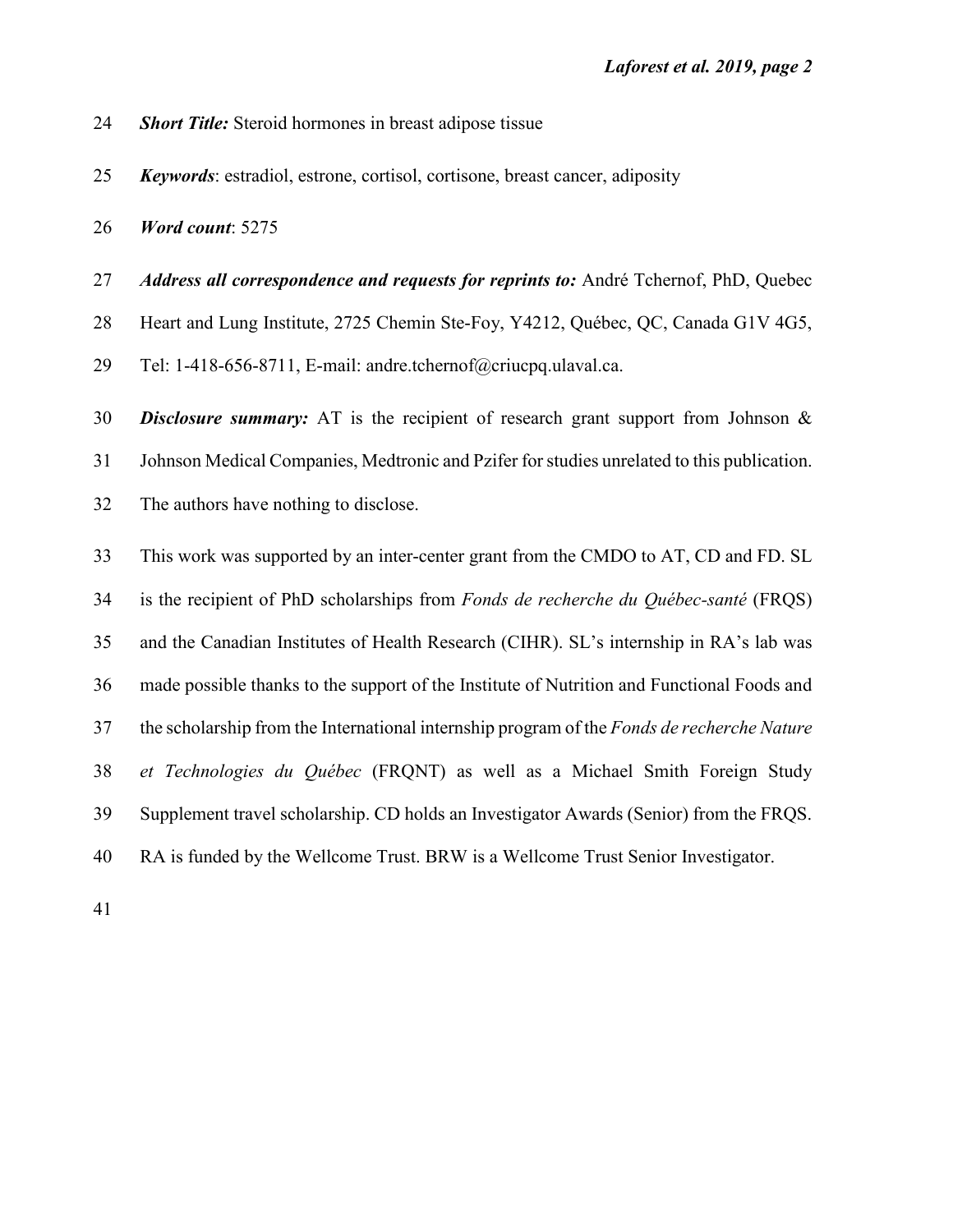***Short Title:*** Steroid hormones in breast adipose tissue

***Keywords***: estradiol, estrone, cortisol, cortisone, breast cancer, adiposity

***Word count***: 5275

***Address all correspondence and requests for reprints to:*** André Tchernof, PhD, Quebec Heart and Lung Institute, 2725 Chemin Ste-Foy, Y4212, Québec, QC, Canada G1V 4G5, Tel: 1-418-656-8711, E-mail: andre.tchernof@criucpq.ulaval.ca.

***Disclosure summary:*** AT is the recipient of research grant support from Johnson & Johnson Medical Companies, Medtronic and Pzifer for studies unrelated to this publication. The authors have nothing to disclose.

This work was supported by an inter-center grant from the CMDO to AT, CD and FD. SL is the recipient of PhD scholarships from *Fonds de recherche du Québec-santé* (FRQS) and the Canadian Institutes of Health Research (CIHR). SL's internship in RA's lab was made possible thanks to the support of the Institute of Nutrition and Functional Foods and the scholarship from the International internship program of the *Fonds de recherche Nature et Technologies du Québec* (FRQNT) as well as a Michael Smith Foreign Study Supplement travel scholarship. CD holds an Investigator Awards (Senior) from the FRQS. RA is funded by the Wellcome Trust. BRW is a Wellcome Trust Senior Investigator.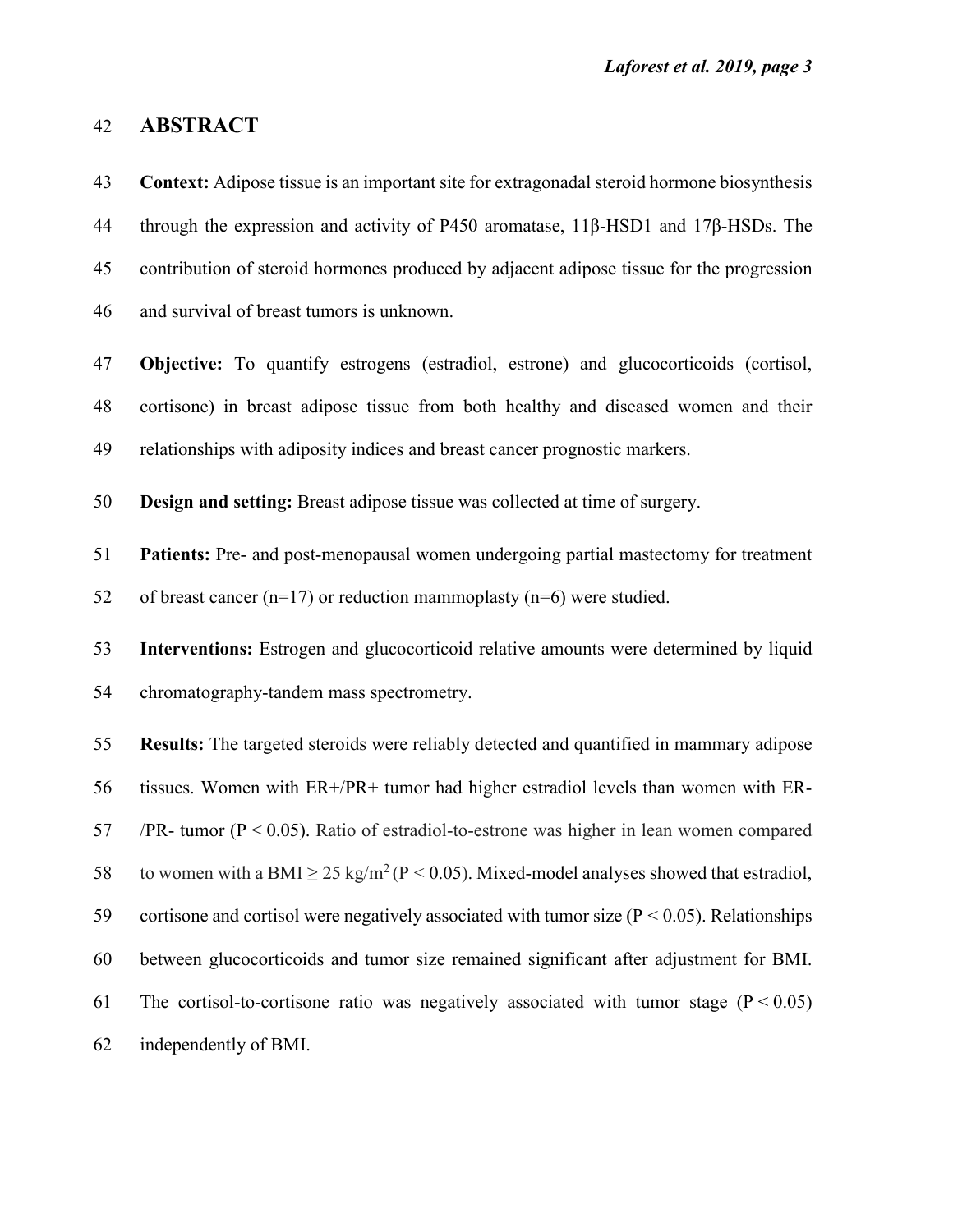## ABSTRACT

**Context:** Adipose tissue is an important site for extragonadal steroid hormone biosynthesis through the expression and activity of P450 aromatase, 11β-HSD1 and 17β-HSDs. The contribution of steroid hormones produced by adjacent adipose tissue for the progression and survival of breast tumors is unknown.

**Objective:** To quantify estrogens (estradiol, estrone) and glucocorticoids (cortisol, cortisone) in breast adipose tissue from both healthy and diseased women and their relationships with adiposity indices and breast cancer prognostic markers.

**Design and setting:** Breast adipose tissue was collected at time of surgery.

**Patients:** Pre- and post-menopausal women undergoing partial mastectomy for treatment of breast cancer (n=17) or reduction mammoplasty (n=6) were studied.

**Interventions:** Estrogen and glucocorticoid relative amounts were determined by liquid chromatography-tandem mass spectrometry.

**Results:** The targeted steroids were reliably detected and quantified in mammary adipose tissues. Women with ER+/PR+ tumor had higher estradiol levels than women with ER-/PR- tumor ($P < 0.05$). Ratio of estradiol-to-estrone was higher in lean women compared to women with a BMI ≥ 25 $kg/m^2$ ($P < 0.05$). Mixed-model analyses showed that estradiol, cortisone and cortisol were negatively associated with tumor size ($P < 0.05$). Relationships between glucocorticoids and tumor size remained significant after adjustment for BMI. The cortisol-to-cortisone ratio was negatively associated with tumor stage ($P < 0.05$) independently of BMI.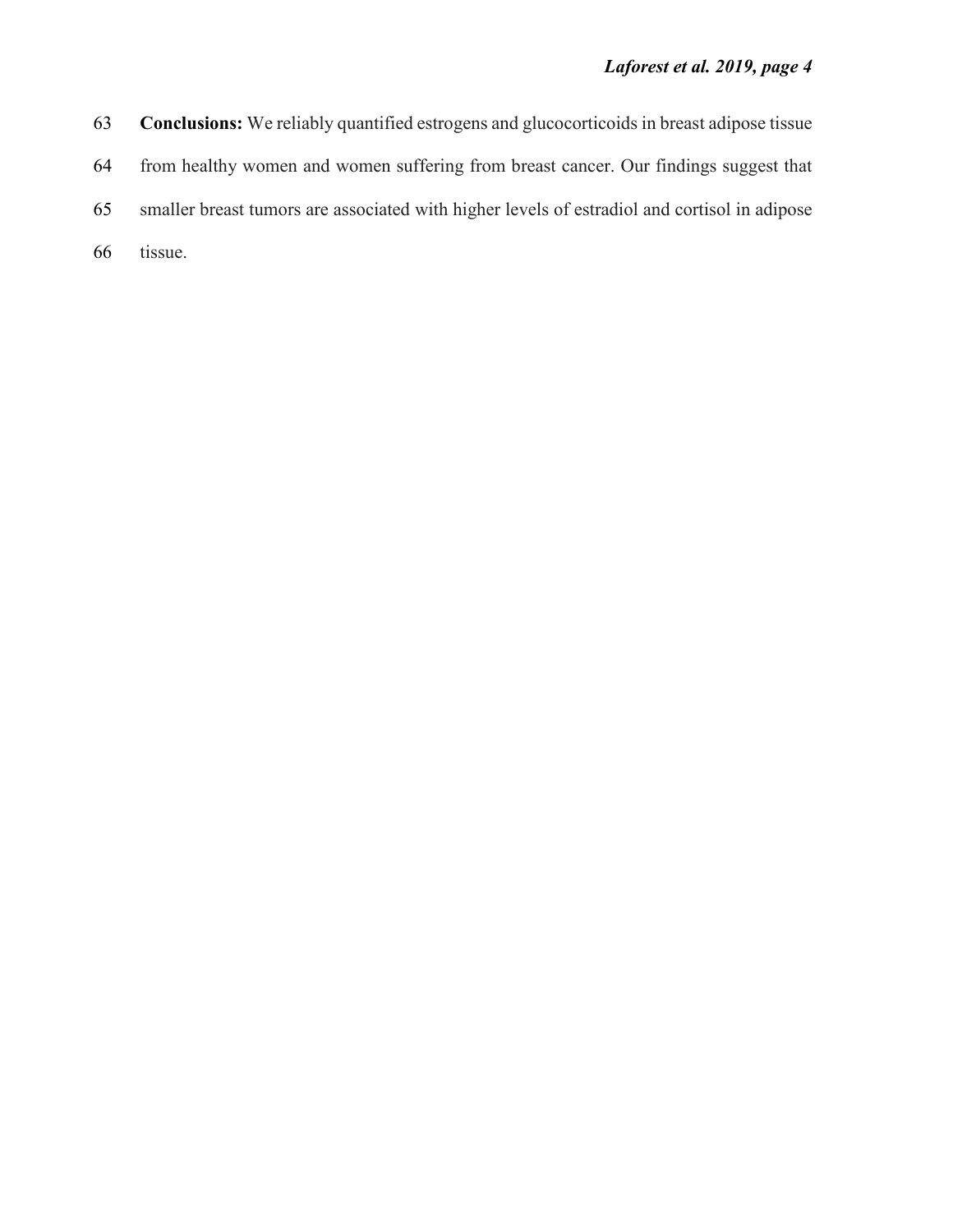**Conclusions:** We reliably quantified estrogens and glucocorticoids in breast adipose tissue from healthy women and women suffering from breast cancer. Our findings suggest that smaller breast tumors are associated with higher levels of estradiol and cortisol in adipose tissue.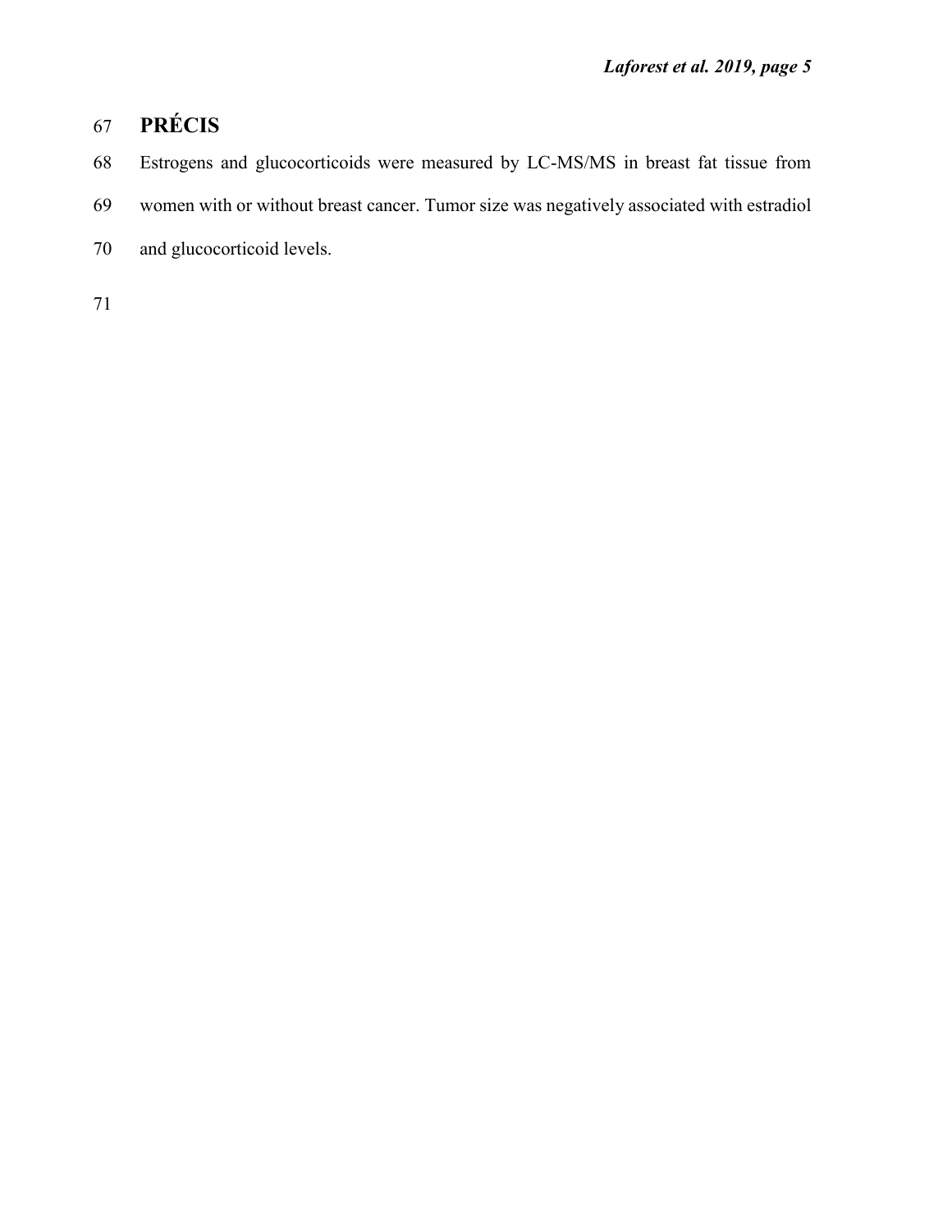# PRÉCIS

Estrogens and glucocorticoids were measured by LC-MS/MS in breast fat tissue from women with or without breast cancer. Tumor size was negatively associated with estradiol and glucocorticoid levels.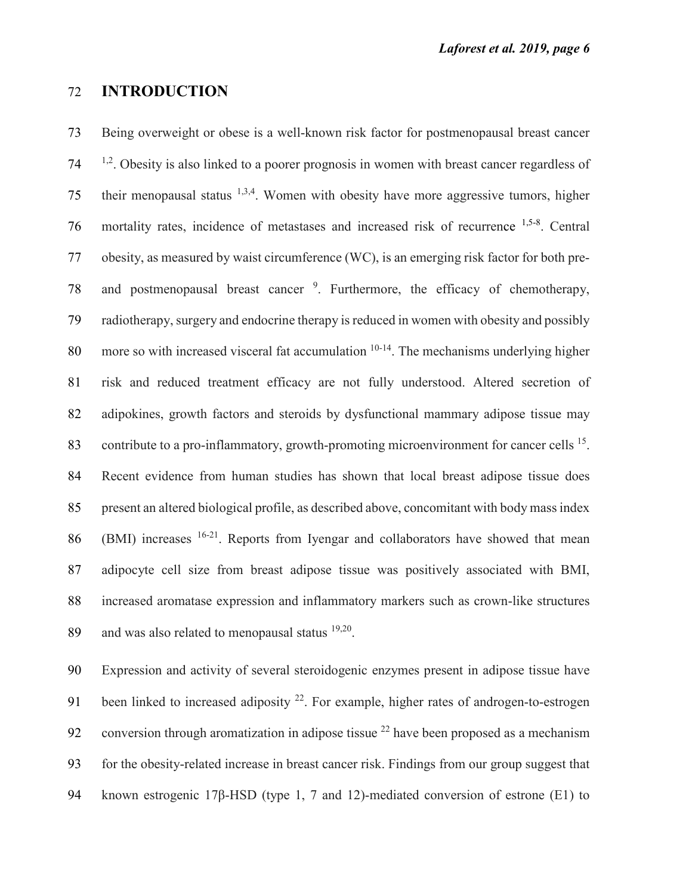## INTRODUCTION

Being overweight or obese is a well-known risk factor for postmenopausal breast cancer [1,2]. Obesity is also linked to a poorer prognosis in women with breast cancer regardless of their menopausal status [1,3,4]. Women with obesity have more aggressive tumors, higher mortality rates, incidence of metastases and increased risk of recurrence [1,5-8]. Central obesity, as measured by waist circumference (WC), is an emerging risk factor for both pre- and postmenopausal breast cancer [9]. Furthermore, the efficacy of chemotherapy, radiotherapy, surgery and endocrine therapy is reduced in women with obesity and possibly more so with increased visceral fat accumulation [10-14]. The mechanisms underlying higher risk and reduced treatment efficacy are not fully understood. Altered secretion of adipokines, growth factors and steroids by dysfunctional mammary adipose tissue may contribute to a pro-inflammatory, growth-promoting microenvironment for cancer cells [15]. Recent evidence from human studies has shown that local breast adipose tissue does present an altered biological profile, as described above, concomitant with body mass index (BMI) increases [16-21]. Reports from Iyengar and collaborators have showed that mean adipocyte cell size from breast adipose tissue was positively associated with BMI, increased aromatase expression and inflammatory markers such as crown-like structures and was also related to menopausal status [19,20].

Expression and activity of several steroidogenic enzymes present in adipose tissue have been linked to increased adiposity [22]. For example, higher rates of androgen-to-estrogen conversion through aromatization in adipose tissue [22] have been proposed as a mechanism for the obesity-related increase in breast cancer risk. Findings from our group suggest that known estrogenic 17β-HSD (type 1, 7 and 12)-mediated conversion of estrone (E1) to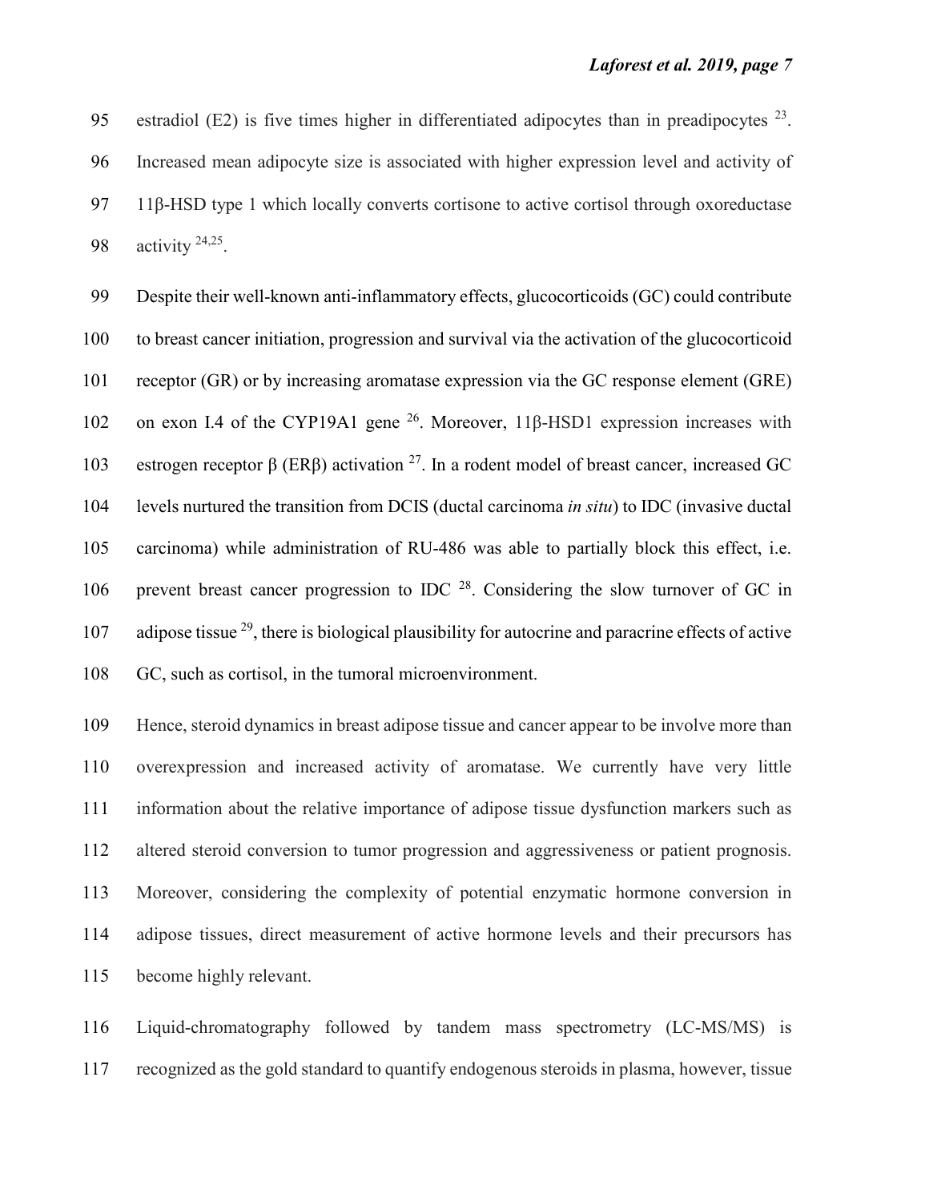estradiol (E2) is five times higher in differentiated adipocytes than in preadipocytes [23]. Increased mean adipocyte size is associated with higher expression level and activity of 11β-HSD type 1 which locally converts cortisone to active cortisol through oxoreductase activity [24,25].

Despite their well-known anti-inflammatory effects, glucocorticoids (GC) could contribute to breast cancer initiation, progression and survival via the activation of the glucocorticoid receptor (GR) or by increasing aromatase expression via the GC response element (GRE) on exon I.4 of the CYP19A1 gene [26]. Moreover, 11β-HSD1 expression increases with estrogen receptor β (ERβ) activation [27]. In a rodent model of breast cancer, increased GC levels nurtured the transition from DCIS (ductal carcinoma *in situ*) to IDC (invasive ductal carcinoma) while administration of RU-486 was able to partially block this effect, i.e. prevent breast cancer progression to IDC [28]. Considering the slow turnover of GC in adipose tissue [29], there is biological plausibility for autocrine and paracrine effects of active GC, such as cortisol, in the tumoral microenvironment.

Hence, steroid dynamics in breast adipose tissue and cancer appear to be involve more than overexpression and increased activity of aromatase. We currently have very little information about the relative importance of adipose tissue dysfunction markers such as altered steroid conversion to tumor progression and aggressiveness or patient prognosis. Moreover, considering the complexity of potential enzymatic hormone conversion in adipose tissues, direct measurement of active hormone levels and their precursors has become highly relevant.

Liquid-chromatography followed by tandem mass spectrometry (LC-MS/MS) is recognized as the gold standard to quantify endogenous steroids in plasma, however, tissue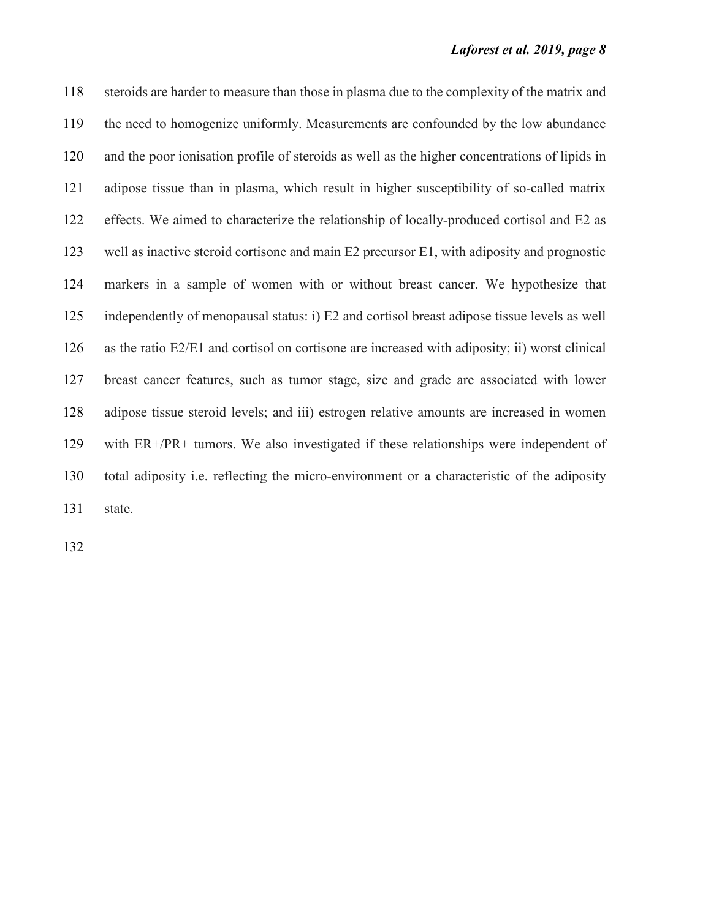steroids are harder to measure than those in plasma due to the complexity of the matrix and the need to homogenize uniformly. Measurements are confounded by the low abundance and the poor ionisation profile of steroids as well as the higher concentrations of lipids in adipose tissue than in plasma, which result in higher susceptibility of so-called matrix effects. We aimed to characterize the relationship of locally-produced cortisol and E2 as well as inactive steroid cortisone and main E2 precursor E1, with adiposity and prognostic markers in a sample of women with or without breast cancer. We hypothesize that independently of menopausal status: i) E2 and cortisol breast adipose tissue levels as well as the ratio E2/E1 and cortisol on cortisone are increased with adiposity; ii) worst clinical breast cancer features, such as tumor stage, size and grade are associated with lower adipose tissue steroid levels; and iii) estrogen relative amounts are increased in women with ER+/PR+ tumors. We also investigated if these relationships were independent of total adiposity i.e. reflecting the micro-environment or a characteristic of the adiposity state.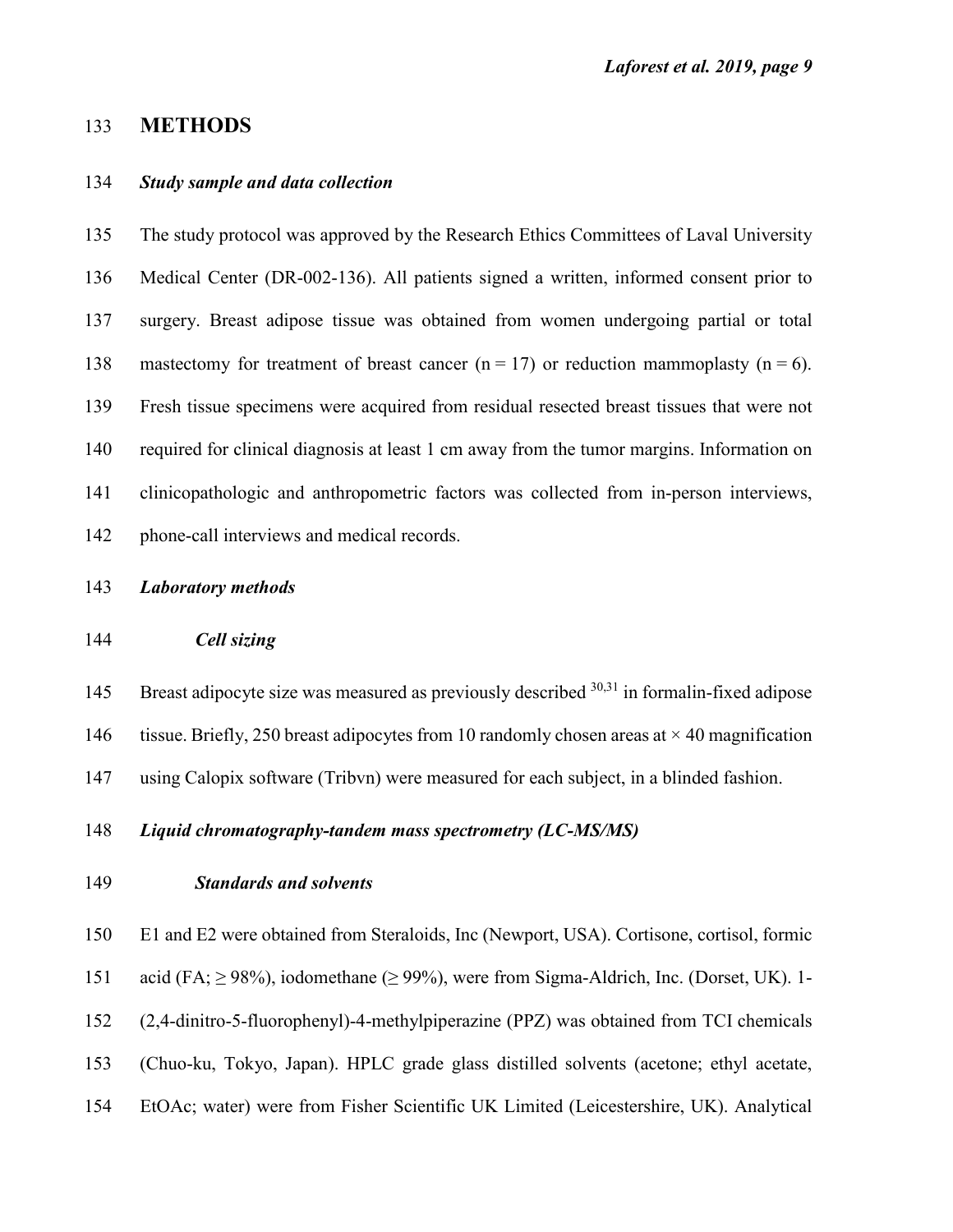# METHODS

## *Study sample and data collection*

The study protocol was approved by the Research Ethics Committees of Laval University Medical Center (DR-002-136). All patients signed a written, informed consent prior to surgery. Breast adipose tissue was obtained from women undergoing partial or total mastectomy for treatment of breast cancer (n = 17) or reduction mammoplasty (n = 6). Fresh tissue specimens were acquired from residual resected breast tissues that were not required for clinical diagnosis at least 1 cm away from the tumor margins. Information on clinicopathologic and anthropometric factors was collected from in-person interviews, phone-call interviews and medical records.

## *Laboratory methods*

### *Cell sizing*

Breast adipocyte size was measured as previously described [30,31] in formalin-fixed adipose tissue. Briefly, 250 breast adipocytes from 10 randomly chosen areas at × 40 magnification using Calopix software (Tribvn) were measured for each subject, in a blinded fashion.

## *Liquid chromatography-tandem mass spectrometry (LC-MS/MS)*

### *Standards and solvents*

E1 and E2 were obtained from Steraloids, Inc (Newport, USA). Cortisone, cortisol, formic acid (FA; ≥ 98%), iodomethane (≥ 99%), were from Sigma-Aldrich, Inc. (Dorset, UK). 1-(2,4-dinitro-5-fluorophenyl)-4-methylpiperazine (PPZ) was obtained from TCI chemicals (Chuo-ku, Tokyo, Japan). HPLC grade glass distilled solvents (acetone; ethyl acetate, EtOAc; water) were from Fisher Scientific UK Limited (Leicestershire, UK). Analytical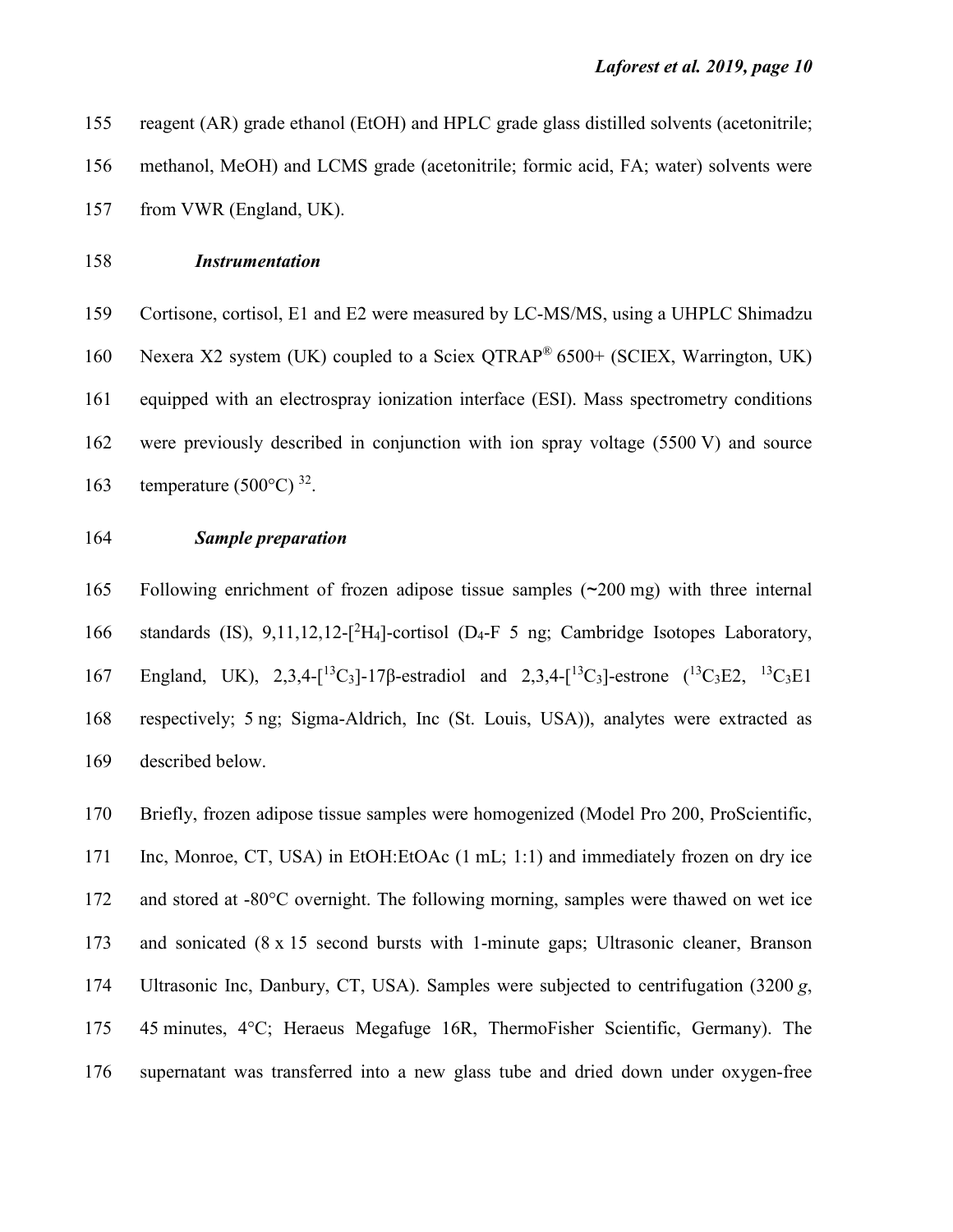reagent (AR) grade ethanol (EtOH) and HPLC grade glass distilled solvents (acetonitrile; methanol, MeOH) and LCMS grade (acetonitrile; formic acid, FA; water) solvents were from VWR (England, UK).

### *Instrumentation*

Cortisone, cortisol, E1 and E2 were measured by LC-MS/MS, using a UHPLC Shimadzu Nexera X2 system (UK) coupled to a Sciex QTRAP® 6500+ (SCIEX, Warrington, UK) equipped with an electrospray ionization interface (ESI). Mass spectrometry conditions were previously described in conjunction with ion spray voltage (5500 V) and source temperature (500°C) [32].

### *Sample preparation*

Following enrichment of frozen adipose tissue samples (~200 mg) with three internal standards (IS), 9,11,12,12-[$^2H_4$]-cortisol ($D_4$-F 5 ng; Cambridge Isotopes Laboratory, England, UK), 2,3,4-[$^{13}C_3$]-17β-estradiol and 2,3,4-[$^{13}C_3$]-estrone ($^{13}C_3$E2, $^{13}C_3$E1 respectively; 5 ng; Sigma-Aldrich, Inc (St. Louis, USA)), analytes were extracted as described below.

Briefly, frozen adipose tissue samples were homogenized (Model Pro 200, ProScientific, Inc, Monroe, CT, USA) in EtOH:EtOAc (1 mL; 1:1) and immediately frozen on dry ice and stored at -80°C overnight. The following morning, samples were thawed on wet ice and sonicated (8 x 15 second bursts with 1-minute gaps; Ultrasonic cleaner, Branson Ultrasonic Inc, Danbury, CT, USA). Samples were subjected to centrifugation (3200 *g*, 45 minutes, 4°C; Heraeus Megafuge 16R, ThermoFisher Scientific, Germany). The supernatant was transferred into a new glass tube and dried down under oxygen-free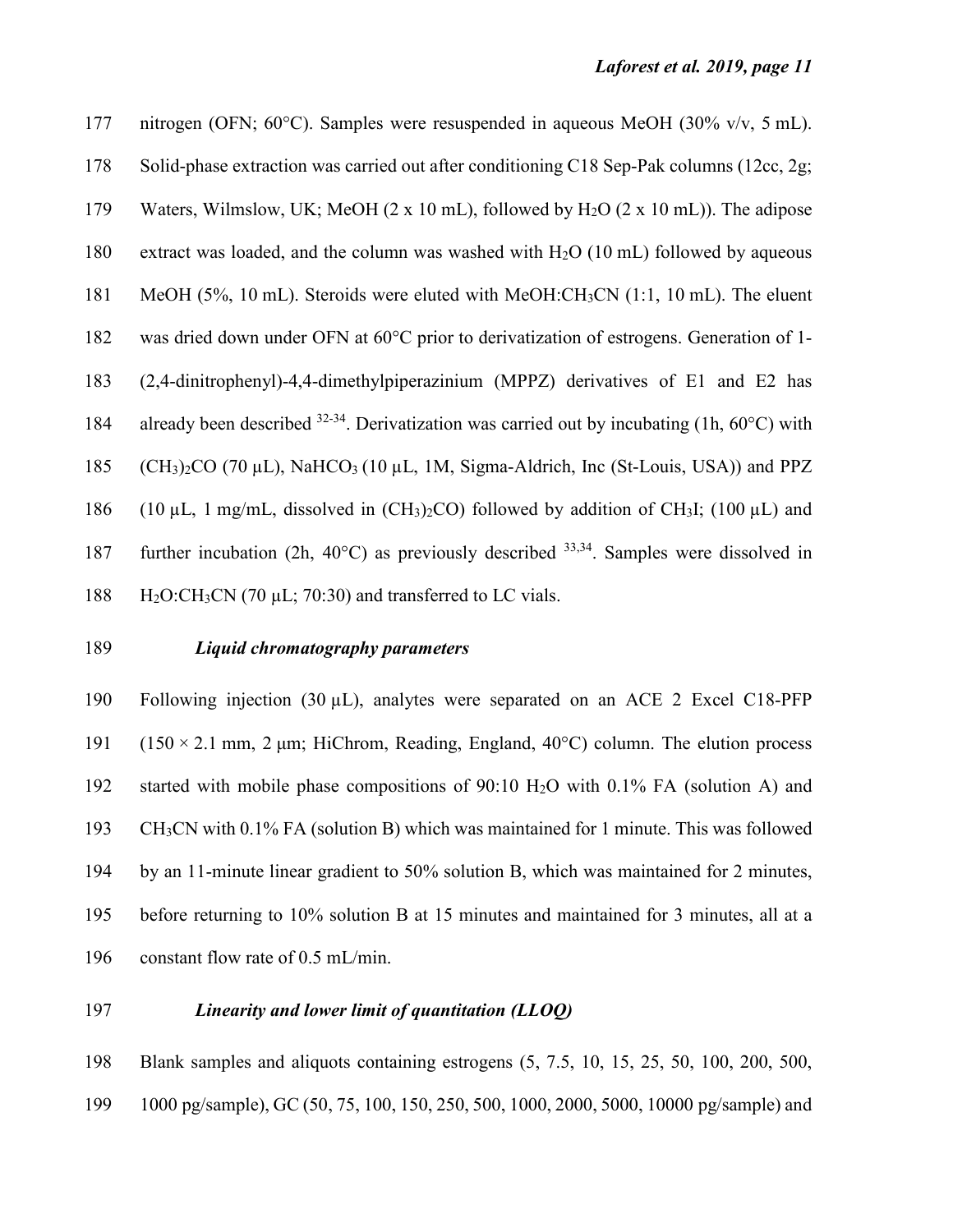nitrogen (OFN; 60°C). Samples were resuspended in aqueous MeOH (30% v/v, 5 mL). Solid-phase extraction was carried out after conditioning C18 Sep-Pak columns (12cc, 2g; Waters, Wilmslow, UK; MeOH (2 x 10 mL), followed by $H_2O$ (2 x 10 mL)). The adipose extract was loaded, and the column was washed with $H_2O$ (10 mL) followed by aqueous MeOH (5%, 10 mL). Steroids were eluted with MeOH:$CH_3CN$ (1:1, 10 mL). The eluent was dried down under OFN at 60°C prior to derivatization of estrogens. Generation of 1-(2,4-dinitrophenyl)-4,4-dimethylpiperazinium (MPPZ) derivatives of E1 and E2 has already been described [32-34]. Derivatization was carried out by incubating (1h, 60°C) with $(CH_3)_2CO$ (70 µL), $NaHCO_3$ (10 µL, 1M, Sigma-Aldrich, Inc (St-Louis, USA)) and PPZ (10 µL, 1 mg/mL, dissolved in $(CH_3)_2CO$) followed by addition of $CH_3I$; (100 µL) and further incubation (2h, 40°C) as previously described [33,34]. Samples were dissolved in $H_2O$:$CH_3CN$ (70 µL; 70:30) and transferred to LC vials.

### *Liquid chromatography parameters*

Following injection (30 µL), analytes were separated on an ACE 2 Excel C18-PFP (150 × 2.1 mm, 2 µm; HiChrom, Reading, England, 40°C) column. The elution process started with mobile phase compositions of 90:10 $H_2O$ with 0.1% FA (solution A) and $CH_3CN$ with 0.1% FA (solution B) which was maintained for 1 minute. This was followed by an 11-minute linear gradient to 50% solution B, which was maintained for 2 minutes, before returning to 10% solution B at 15 minutes and maintained for 3 minutes, all at a constant flow rate of 0.5 mL/min.

### *Linearity and lower limit of quantitation (LLOQ)*

Blank samples and aliquots containing estrogens (5, 7.5, 10, 15, 25, 50, 100, 200, 500, 1000 pg/sample), GC (50, 75, 100, 150, 250, 500, 1000, 2000, 5000, 10000 pg/sample) and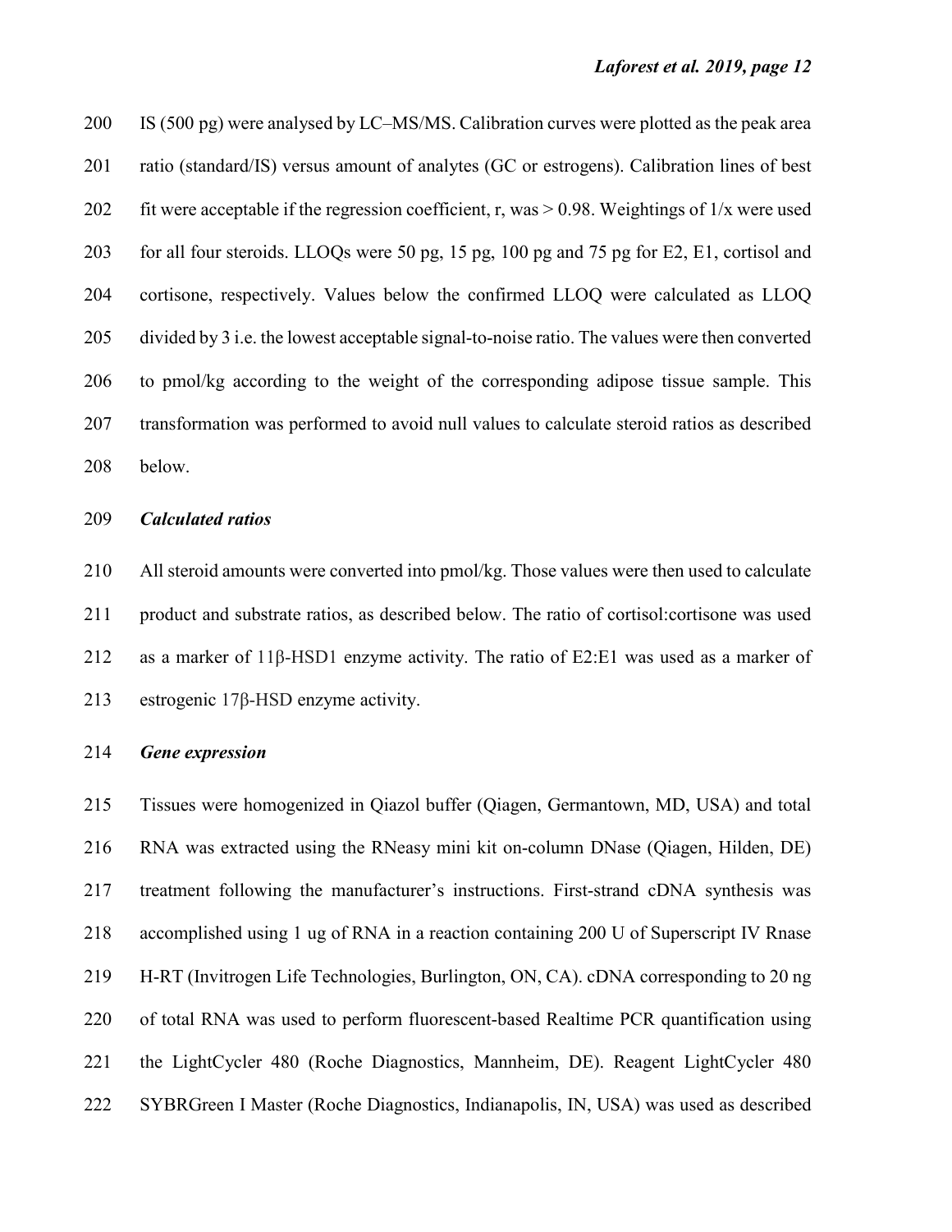IS (500 pg) were analysed by LC–MS/MS. Calibration curves were plotted as the peak area ratio (standard/IS) versus amount of analytes (GC or estrogens). Calibration lines of best fit were acceptable if the regression coefficient, r, was > 0.98. Weightings of 1/x were used for all four steroids. LLOQs were 50 pg, 15 pg, 100 pg and 75 pg for E2, E1, cortisol and cortisone, respectively. Values below the confirmed LLOQ were calculated as LLOQ divided by 3 i.e. the lowest acceptable signal-to-noise ratio. The values were then converted to pmol/kg according to the weight of the corresponding adipose tissue sample. This transformation was performed to avoid null values to calculate steroid ratios as described below.

***Calculated ratios***

All steroid amounts were converted into pmol/kg. Those values were then used to calculate product and substrate ratios, as described below. The ratio of cortisol:cortisone was used as a marker of 11β-HSD1 enzyme activity. The ratio of E2:E1 was used as a marker of estrogenic 17β-HSD enzyme activity.

***Gene expression***

Tissues were homogenized in Qiazol buffer (Qiagen, Germantown, MD, USA) and total RNA was extracted using the RNeasy mini kit on-column DNase (Qiagen, Hilden, DE) treatment following the manufacturer's instructions. First-strand cDNA synthesis was accomplished using 1 ug of RNA in a reaction containing 200 U of Superscript IV Rnase H-RT (Invitrogen Life Technologies, Burlington, ON, CA). cDNA corresponding to 20 ng of total RNA was used to perform fluorescent-based Realtime PCR quantification using the LightCycler 480 (Roche Diagnostics, Mannheim, DE). Reagent LightCycler 480 SYBRGreen I Master (Roche Diagnostics, Indianapolis, IN, USA) was used as described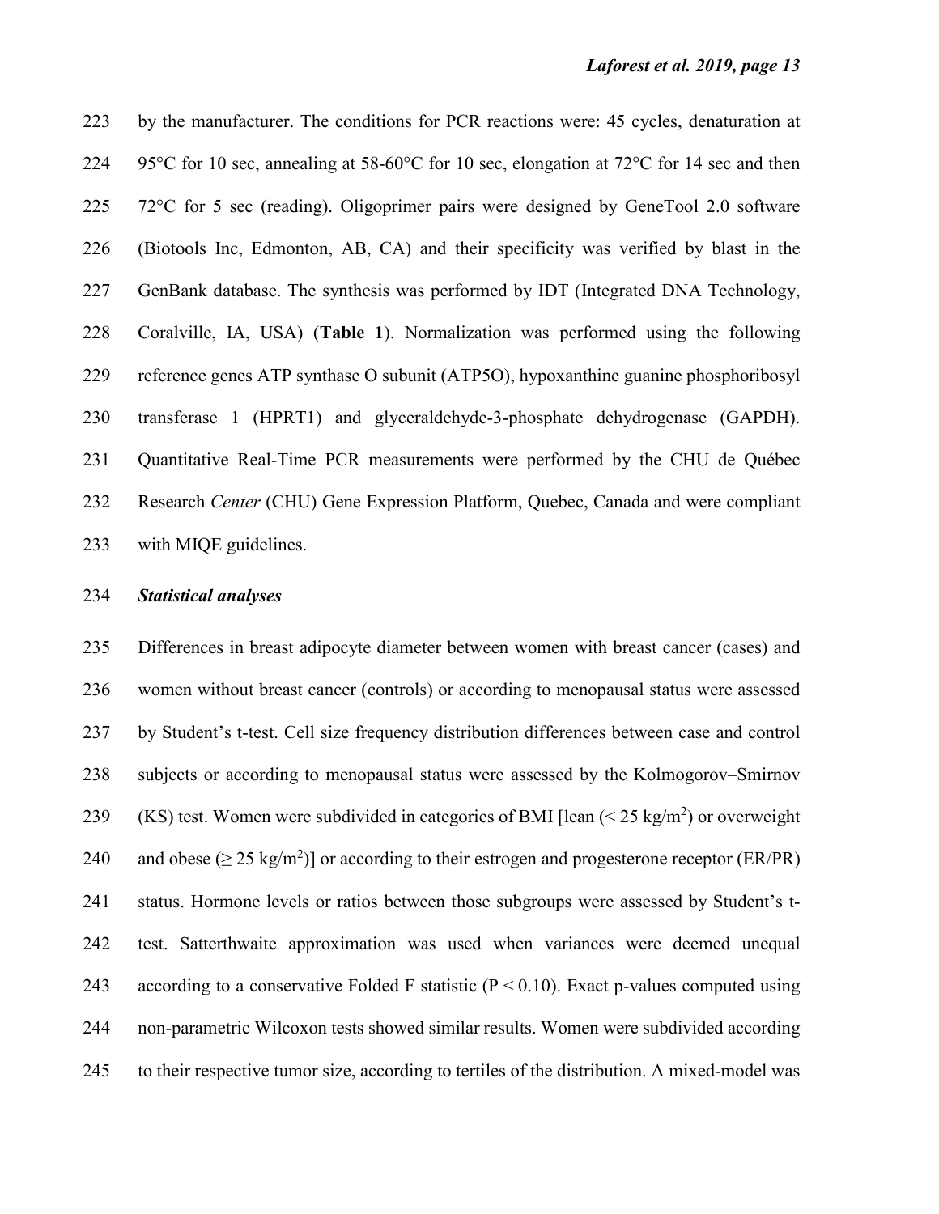by the manufacturer. The conditions for PCR reactions were: 45 cycles, denaturation at 95°C for 10 sec, annealing at 58-60°C for 10 sec, elongation at 72°C for 14 sec and then 72°C for 5 sec (reading). Oligoprimer pairs were designed by GeneTool 2.0 software (Biotools Inc, Edmonton, AB, CA) and their specificity was verified by blast in the GenBank database. The synthesis was performed by IDT (Integrated DNA Technology, Coralville, IA, USA) (**Table 1**). Normalization was performed using the following reference genes ATP synthase O subunit (ATP5O), hypoxanthine guanine phosphoribosyl transferase 1 (HPRT1) and glyceraldehyde-3-phosphate dehydrogenase (GAPDH). Quantitative Real-Time PCR measurements were performed by the CHU de Québec Research *Center* (CHU) Gene Expression Platform, Quebec, Canada and were compliant with MIQE guidelines.

***Statistical analyses***

Differences in breast adipocyte diameter between women with breast cancer (cases) and women without breast cancer (controls) or according to menopausal status were assessed by Student's t-test. Cell size frequency distribution differences between case and control subjects or according to menopausal status were assessed by the Kolmogorov–Smirnov (KS) test. Women were subdivided in categories of BMI [lean ($< 25$ kg/m$^2$) or overweight and obese ($\geq 25$ kg/m$^2$)] or according to their estrogen and progesterone receptor (ER/PR) status. Hormone levels or ratios between those subgroups were assessed by Student's t-test. Satterthwaite approximation was used when variances were deemed unequal according to a conservative Folded F statistic ($P < 0.10$). Exact p-values computed using non-parametric Wilcoxon tests showed similar results. Women were subdivided according to their respective tumor size, according to tertiles of the distribution. A mixed-model was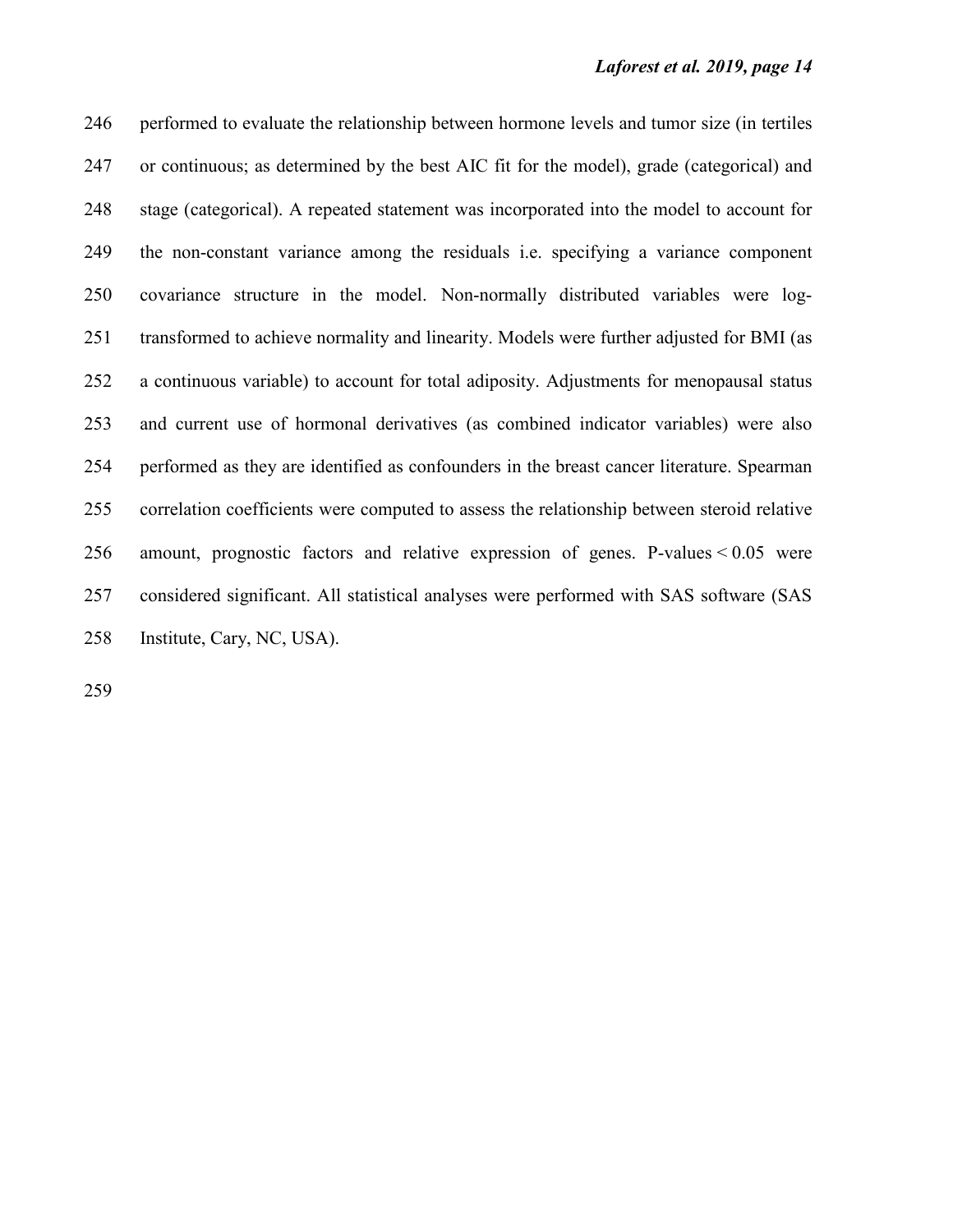performed to evaluate the relationship between hormone levels and tumor size (in tertiles or continuous; as determined by the best AIC fit for the model), grade (categorical) and stage (categorical). A repeated statement was incorporated into the model to account for the non-constant variance among the residuals i.e. specifying a variance component covariance structure in the model. Non-normally distributed variables were log-transformed to achieve normality and linearity. Models were further adjusted for BMI (as a continuous variable) to account for total adiposity. Adjustments for menopausal status and current use of hormonal derivatives (as combined indicator variables) were also performed as they are identified as confounders in the breast cancer literature. Spearman correlation coefficients were computed to assess the relationship between steroid relative amount, prognostic factors and relative expression of genes. P-values $< 0.05$ were considered significant. All statistical analyses were performed with SAS software (SAS Institute, Cary, NC, USA).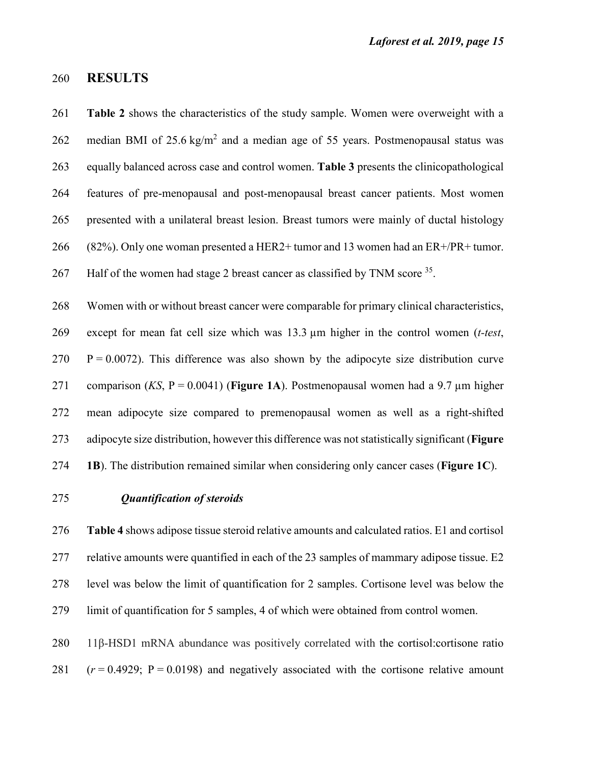# RESULTS

**Table 2** shows the characteristics of the study sample. Women were overweight with a median BMI of 25.6 $kg/m^2$ and a median age of 55 years. Postmenopausal status was equally balanced across case and control women. **Table 3** presents the clinicopathological features of pre-menopausal and post-menopausal breast cancer patients. Most women presented with a unilateral breast lesion. Breast tumors were mainly of ductal histology (82%). Only one woman presented a HER2+ tumor and 13 women had an ER+/PR+ tumor. Half of the women had stage 2 breast cancer as classified by TNM score [35].

Women with or without breast cancer were comparable for primary clinical characteristics, except for mean fat cell size which was 13.3 µm higher in the control women (*t-test*, $P = 0.0072$). This difference was also shown by the adipocyte size distribution curve comparison (*KS*, $P = 0.0041$) (**Figure 1A**). Postmenopausal women had a 9.7 µm higher mean adipocyte size compared to premenopausal women as well as a right-shifted adipocyte size distribution, however this difference was not statistically significant (**Figure 1B**). The distribution remained similar when considering only cancer cases (**Figure 1C**).

### *Quantification of steroids*

**Table 4** shows adipose tissue steroid relative amounts and calculated ratios. E1 and cortisol relative amounts were quantified in each of the 23 samples of mammary adipose tissue. E2 level was below the limit of quantification for 2 samples. Cortisone level was below the limit of quantification for 5 samples, 4 of which were obtained from control women.

11β-HSD1 mRNA abundance was positively correlated with the cortisol:cortisone ratio ($r = 0.4929$; $P = 0.0198$) and negatively associated with the cortisone relative amount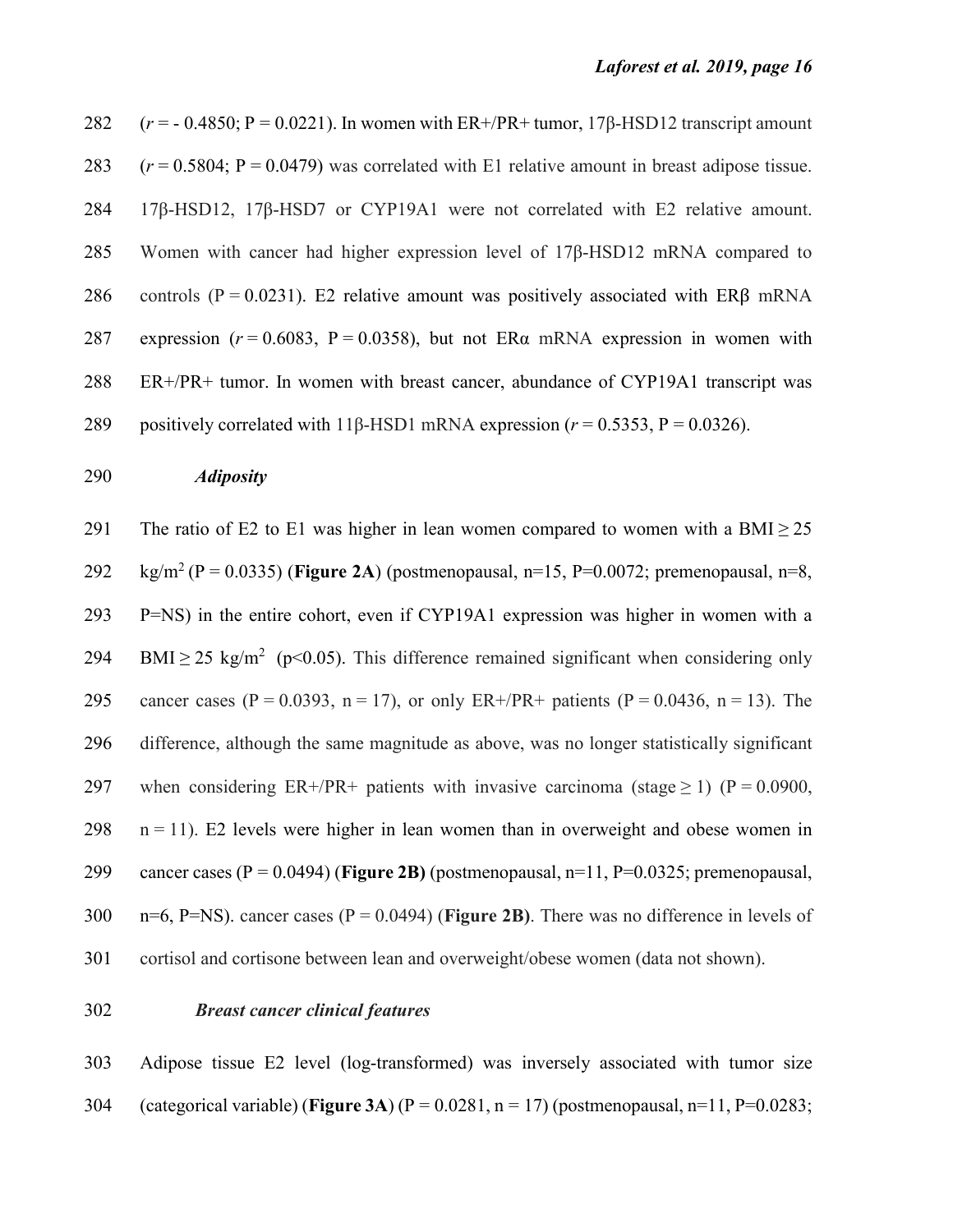($r$ = - 0.4850; P = 0.0221). In women with ER+/PR+ tumor, 17β-HSD12 transcript amount ($r$ = 0.5804; P = 0.0479) was correlated with E1 relative amount in breast adipose tissue. 17β-HSD12, 17β-HSD7 or CYP19A1 were not correlated with E2 relative amount. Women with cancer had higher expression level of 17β-HSD12 mRNA compared to controls (P = 0.0231). E2 relative amount was positively associated with ERβ mRNA expression ($r$ = 0.6083, P = 0.0358), but not ERα mRNA expression in women with ER+/PR+ tumor. In women with breast cancer, abundance of CYP19A1 transcript was positively correlated with 11β-HSD1 mRNA expression ($r$ = 0.5353, P = 0.0326).

### *Adiposity*

The ratio of E2 to E1 was higher in lean women compared to women with a BMI ≥ 25 kg/m$^2$ (P = 0.0335) (**Figure 2A**) (postmenopausal, n=15, P=0.0072; premenopausal, n=8, P=NS) in the entire cohort, even if CYP19A1 expression was higher in women with a BMI ≥ 25 kg/m$^2$ ($p<0.05$). This difference remained significant when considering only cancer cases (P = 0.0393, n = 17), or only ER+/PR+ patients (P = 0.0436, n = 13). The difference, although the same magnitude as above, was no longer statistically significant when considering ER+/PR+ patients with invasive carcinoma (stage ≥ 1) (P = 0.0900, n = 11). E2 levels were higher in lean women than in overweight and obese women in cancer cases (P = 0.0494) (**Figure 2B)** (postmenopausal, n=11, P=0.0325; premenopausal, n=6, P=NS). cancer cases (P = 0.0494) (**Figure 2B**). There was no difference in levels of cortisol and cortisone between lean and overweight/obese women (data not shown).

### *Breast cancer clinical features*

Adipose tissue E2 level (log-transformed) was inversely associated with tumor size (categorical variable) (**Figure 3A**) (P = 0.0281, n = 17) (postmenopausal, n=11, P=0.0283;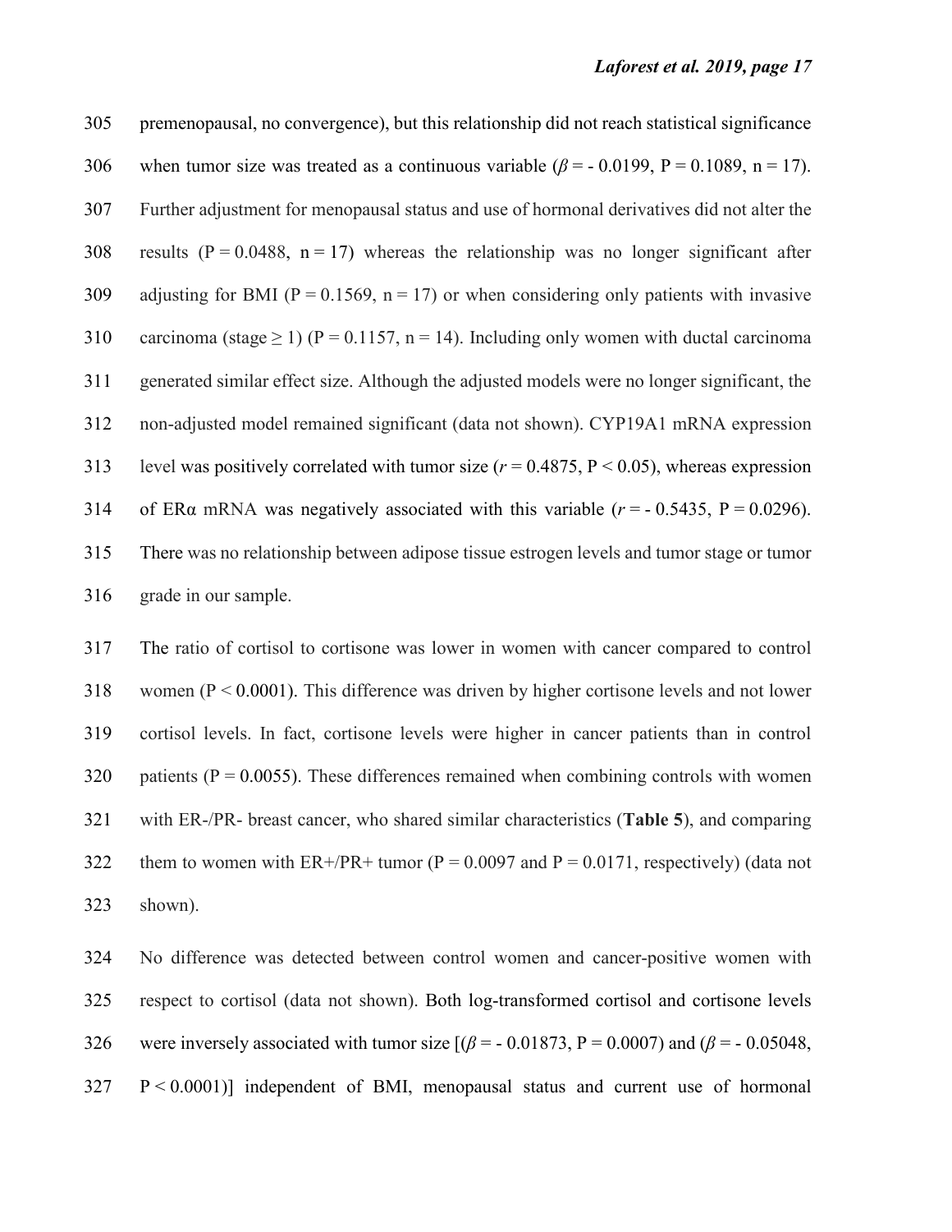premenopausal, no convergence), but this relationship did not reach statistical significance when tumor size was treated as a continuous variable ($\beta = -0.0199$, $P = 0.1089$, $n = 17$). Further adjustment for menopausal status and use of hormonal derivatives did not alter the results ($P = 0.0488$, $n = 17$) whereas the relationship was no longer significant after adjusting for BMI ($P = 0.1569$, $n = 17$) or when considering only patients with invasive carcinoma (stage $\geq 1$) ($P = 0.1157$, $n = 14$). Including only women with ductal carcinoma generated similar effect size. Although the adjusted models were no longer significant, the non-adjusted model remained significant (data not shown). CYP19A1 mRNA expression level was positively correlated with tumor size ($r = 0.4875$, $P < 0.05$), whereas expression of ERα mRNA was negatively associated with this variable ($r = -0.5435$, $P = 0.0296$). There was no relationship between adipose tissue estrogen levels and tumor stage or tumor grade in our sample.

The ratio of cortisol to cortisone was lower in women with cancer compared to control women ($P < 0.0001$). This difference was driven by higher cortisone levels and not lower cortisol levels. In fact, cortisone levels were higher in cancer patients than in control patients ($P = 0.0055$). These differences remained when combining controls with women with ER-/PR- breast cancer, who shared similar characteristics (**Table 5**), and comparing them to women with ER+/PR+ tumor ($P = 0.0097$ and $P = 0.0171$, respectively) (data not shown).

No difference was detected between control women and cancer-positive women with respect to cortisol (data not shown). Both log-transformed cortisol and cortisone levels were inversely associated with tumor size [($\beta = -0.01873$, $P = 0.0007$) and ($\beta = -0.05048$, $P < 0.0001$)] independent of BMI, menopausal status and current use of hormonal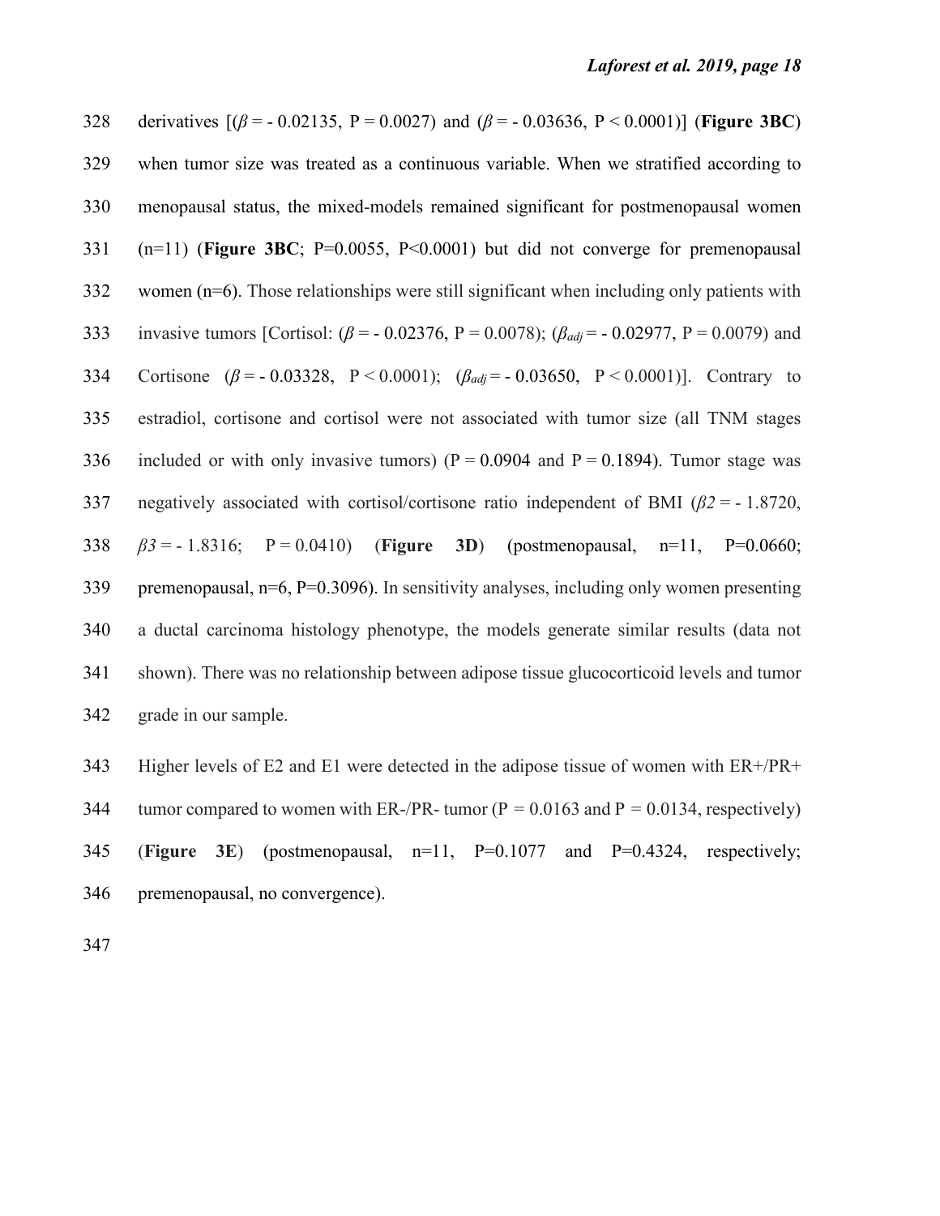derivatives [($\beta$ = - 0.02135, P = 0.0027) and ($\beta$ = - 0.03636, P < 0.0001)] (**Figure 3BC**) when tumor size was treated as a continuous variable. When we stratified according to menopausal status, the mixed-models remained significant for postmenopausal women (n=11) (**Figure 3BC**; P=0.0055, P<0.0001) but did not converge for premenopausal women (n=6). Those relationships were still significant when including only patients with invasive tumors [Cortisol: ($\beta$ = - 0.02376, P = 0.0078); ($\beta_{adj}$ = - 0.02977, P = 0.0079) and Cortisone ($\beta$ = - 0.03328, P < 0.0001); ($\beta_{adj}$ = - 0.03650, P < 0.0001)]. Contrary to estradiol, cortisone and cortisol were not associated with tumor size (all TNM stages included or with only invasive tumors) (P = 0.0904 and P = 0.1894). Tumor stage was negatively associated with cortisol/cortisone ratio independent of BMI ($\beta 2$ = - 1.8720, $\beta 3$ = - 1.8316; P = 0.0410) (**Figure 3D**) (postmenopausal, n=11, P=0.0660; premenopausal, n=6, P=0.3096). In sensitivity analyses, including only women presenting a ductal carcinoma histology phenotype, the models generate similar results (data not shown). There was no relationship between adipose tissue glucocorticoid levels and tumor grade in our sample.

Higher levels of E2 and E1 were detected in the adipose tissue of women with ER+/PR+ tumor compared to women with ER-/PR- tumor (P = 0.0163 and P = 0.0134, respectively) (**Figure 3E**) (postmenopausal, n=11, P=0.1077 and P=0.4324, respectively; premenopausal, no convergence).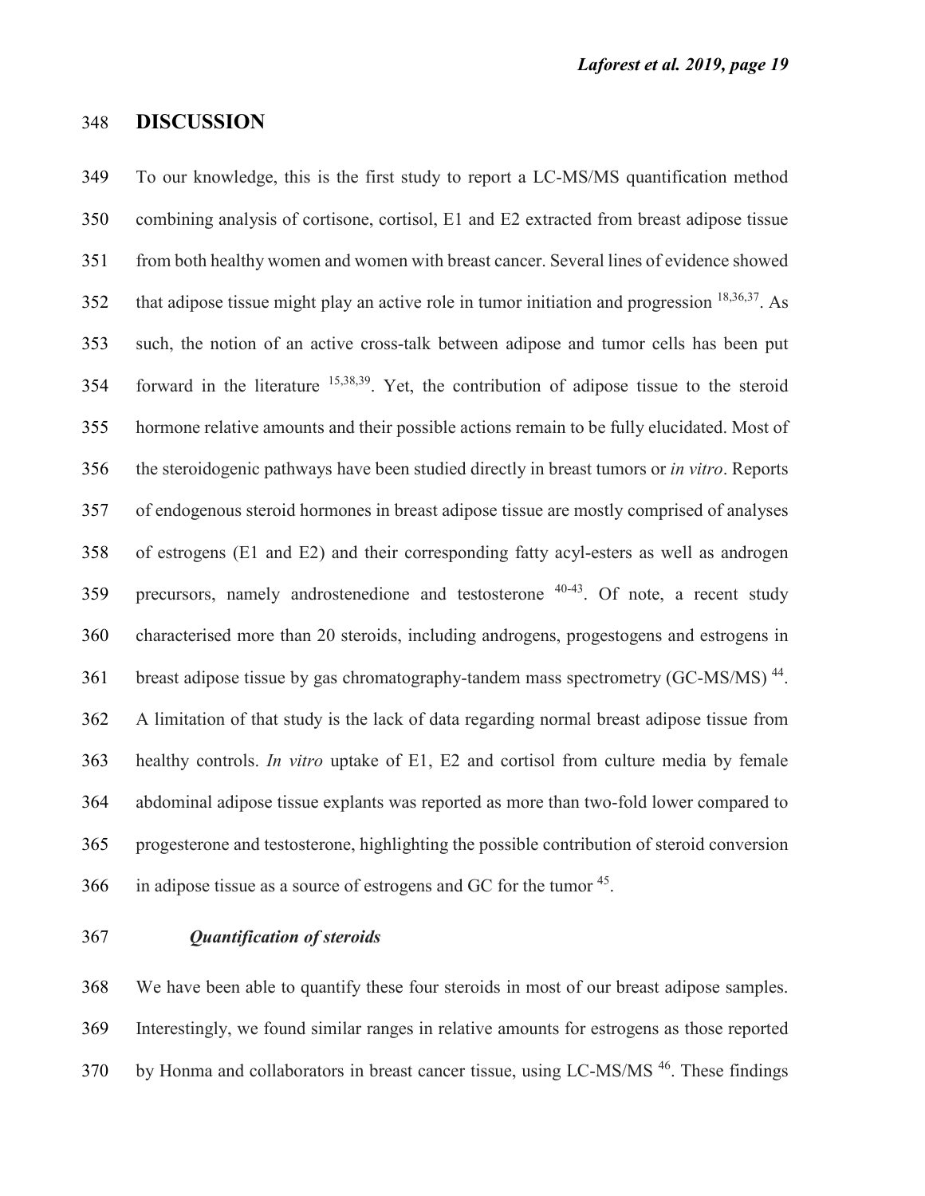# DISCUSSION

To our knowledge, this is the first study to report a LC-MS/MS quantification method combining analysis of cortisone, cortisol, E1 and E2 extracted from breast adipose tissue from both healthy women and women with breast cancer. Several lines of evidence showed that adipose tissue might play an active role in tumor initiation and progression [18,36,37]. As such, the notion of an active cross-talk between adipose and tumor cells has been put forward in the literature [15,38,39]. Yet, the contribution of adipose tissue to the steroid hormone relative amounts and their possible actions remain to be fully elucidated. Most of the steroidogenic pathways have been studied directly in breast tumors or *in vitro*. Reports of endogenous steroid hormones in breast adipose tissue are mostly comprised of analyses of estrogens (E1 and E2) and their corresponding fatty acyl-esters as well as androgen precursors, namely androstenedione and testosterone [40-43]. Of note, a recent study characterised more than 20 steroids, including androgens, progestogens and estrogens in breast adipose tissue by gas chromatography-tandem mass spectrometry (GC-MS/MS) [44]. A limitation of that study is the lack of data regarding normal breast adipose tissue from healthy controls. *In vitro* uptake of E1, E2 and cortisol from culture media by female abdominal adipose tissue explants was reported as more than two-fold lower compared to progesterone and testosterone, highlighting the possible contribution of steroid conversion in adipose tissue as a source of estrogens and GC for the tumor [45].

### *Quantification of steroids*

We have been able to quantify these four steroids in most of our breast adipose samples. Interestingly, we found similar ranges in relative amounts for estrogens as those reported by Honma and collaborators in breast cancer tissue, using LC-MS/MS [46]. These findings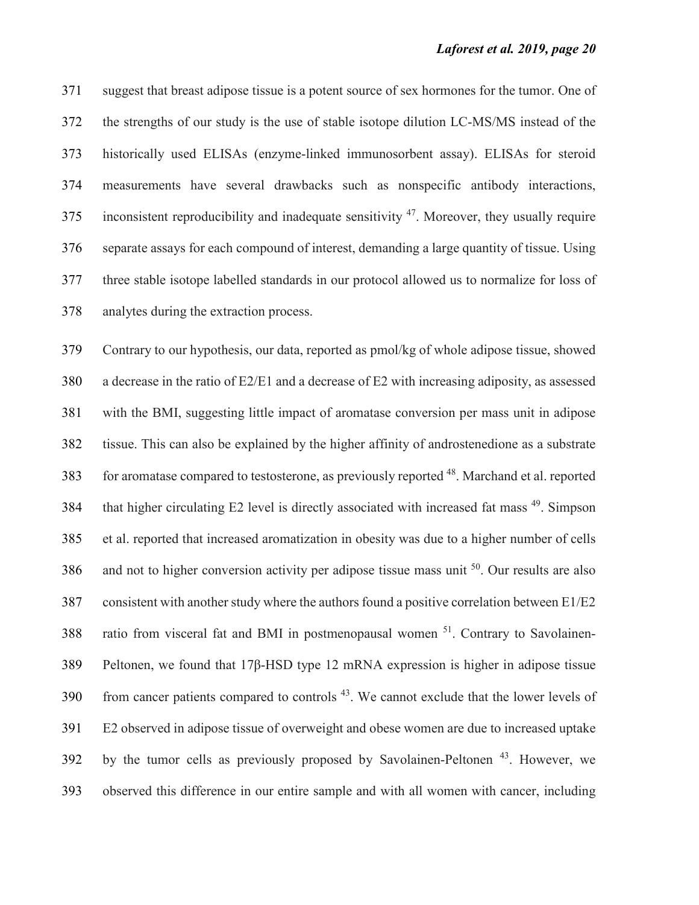suggest that breast adipose tissue is a potent source of sex hormones for the tumor. One of the strengths of our study is the use of stable isotope dilution LC-MS/MS instead of the historically used ELISAs (enzyme-linked immunosorbent assay). ELISAs for steroid measurements have several drawbacks such as nonspecific antibody interactions, inconsistent reproducibility and inadequate sensitivity [47]. Moreover, they usually require separate assays for each compound of interest, demanding a large quantity of tissue. Using three stable isotope labelled standards in our protocol allowed us to normalize for loss of analytes during the extraction process.

Contrary to our hypothesis, our data, reported as pmol/kg of whole adipose tissue, showed a decrease in the ratio of E2/E1 and a decrease of E2 with increasing adiposity, as assessed with the BMI, suggesting little impact of aromatase conversion per mass unit in adipose tissue. This can also be explained by the higher affinity of androstenedione as a substrate for aromatase compared to testosterone, as previously reported [48]. Marchand et al. reported that higher circulating E2 level is directly associated with increased fat mass [49]. Simpson et al. reported that increased aromatization in obesity was due to a higher number of cells and not to higher conversion activity per adipose tissue mass unit [50]. Our results are also consistent with another study where the authors found a positive correlation between E1/E2 ratio from visceral fat and BMI in postmenopausal women [51]. Contrary to Savolainen-Peltonen, we found that 17β-HSD type 12 mRNA expression is higher in adipose tissue from cancer patients compared to controls [43]. We cannot exclude that the lower levels of E2 observed in adipose tissue of overweight and obese women are due to increased uptake by the tumor cells as previously proposed by Savolainen-Peltonen [43]. However, we observed this difference in our entire sample and with all women with cancer, including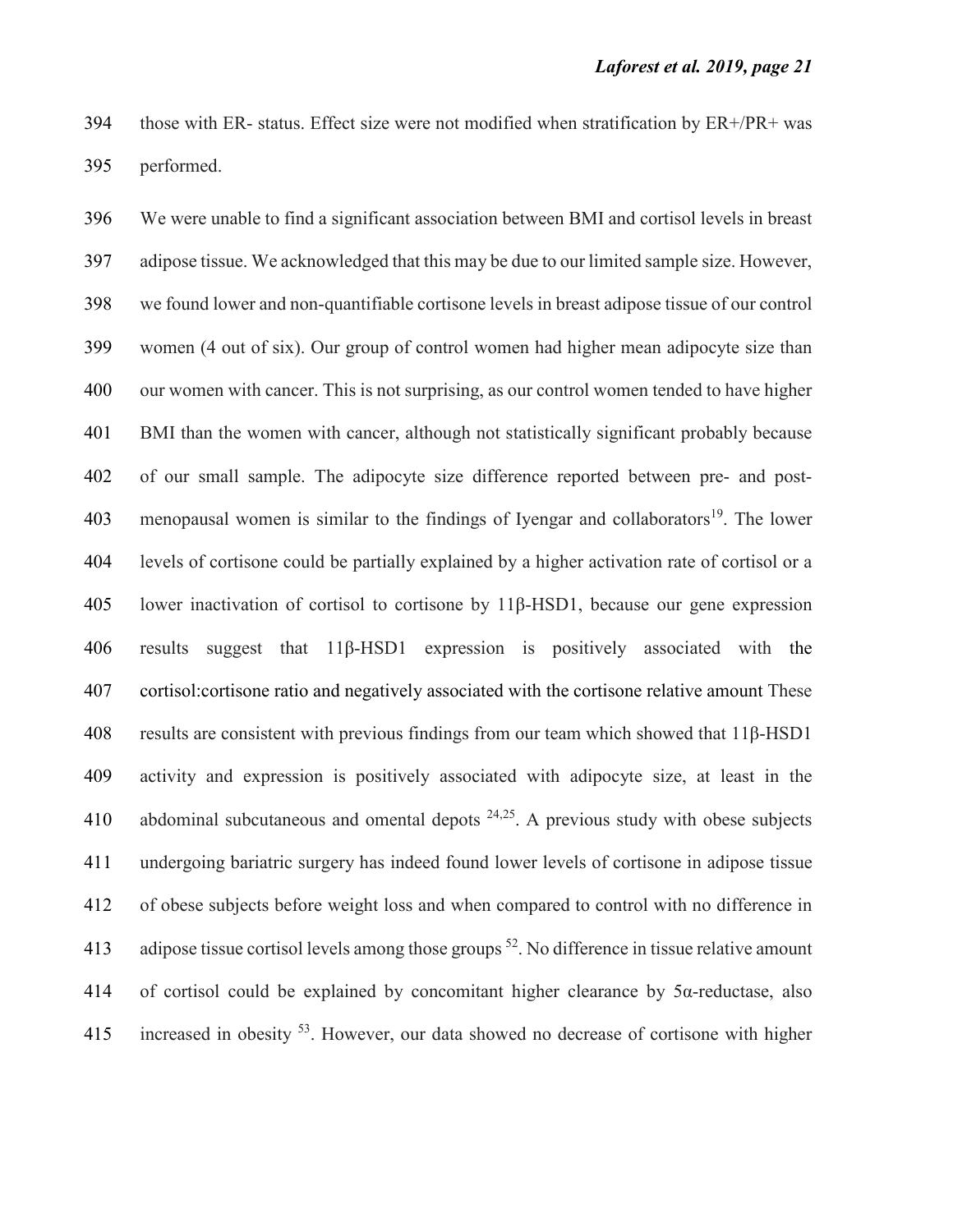those with ER- status. Effect size were not modified when stratification by ER+/PR+ was performed.

We were unable to find a significant association between BMI and cortisol levels in breast adipose tissue. We acknowledged that this may be due to our limited sample size. However, we found lower and non-quantifiable cortisone levels in breast adipose tissue of our control women (4 out of six). Our group of control women had higher mean adipocyte size than our women with cancer. This is not surprising, as our control women tended to have higher BMI than the women with cancer, although not statistically significant probably because of our small sample. The adipocyte size difference reported between pre- and post-menopausal women is similar to the findings of Iyengar and collaborators[19]. The lower levels of cortisone could be partially explained by a higher activation rate of cortisol or a lower inactivation of cortisol to cortisone by 11β-HSD1, because our gene expression results suggest that 11β-HSD1 expression is positively associated with the cortisol:cortisone ratio and negatively associated with the cortisone relative amount These results are consistent with previous findings from our team which showed that 11β-HSD1 activity and expression is positively associated with adipocyte size, at least in the abdominal subcutaneous and omental depots [24,25]. A previous study with obese subjects undergoing bariatric surgery has indeed found lower levels of cortisone in adipose tissue of obese subjects before weight loss and when compared to control with no difference in adipose tissue cortisol levels among those groups [52]. No difference in tissue relative amount of cortisol could be explained by concomitant higher clearance by 5α-reductase, also increased in obesity [53]. However, our data showed no decrease of cortisone with higher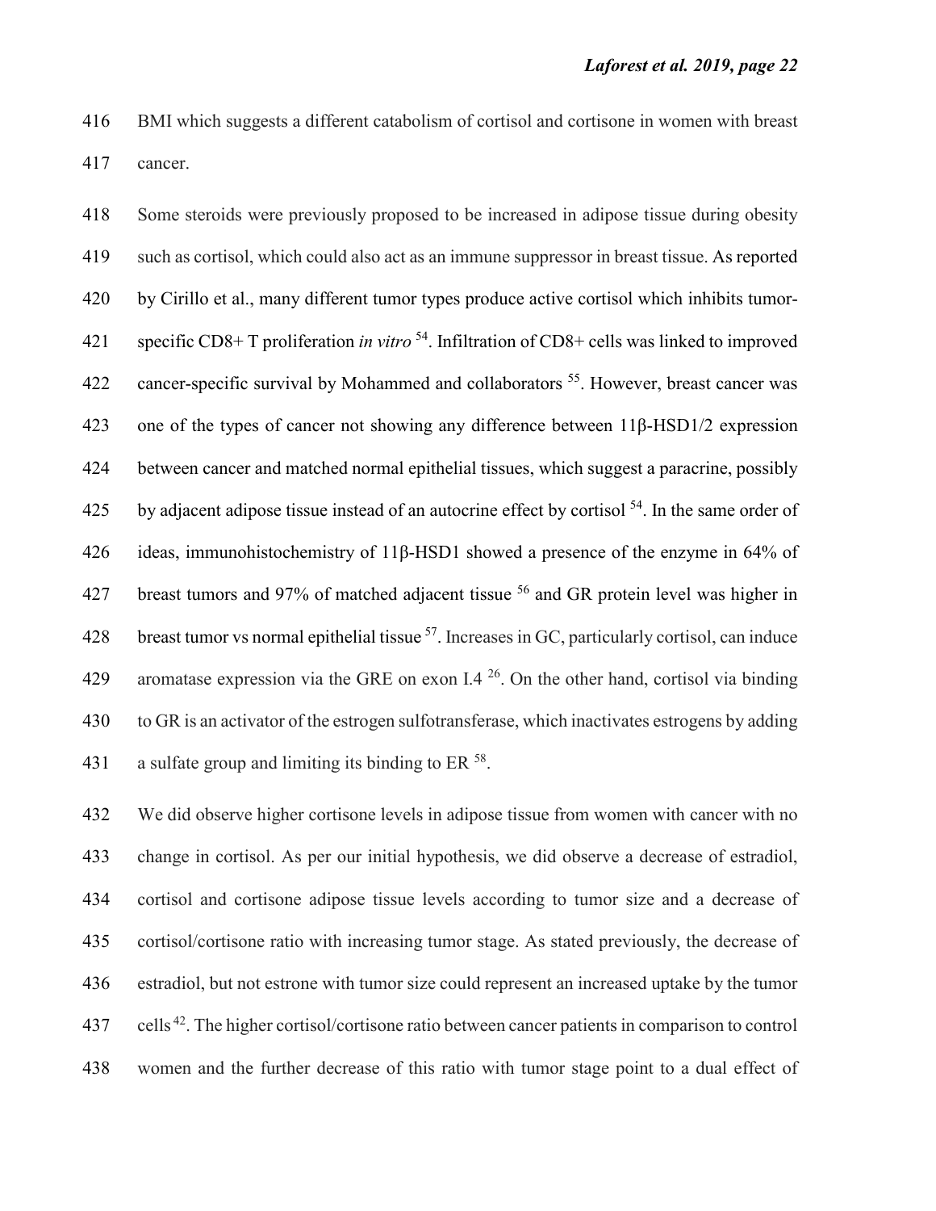BMI which suggests a different catabolism of cortisol and cortisone in women with breast cancer.

Some steroids were previously proposed to be increased in adipose tissue during obesity such as cortisol, which could also act as an immune suppressor in breast tissue. As reported by Cirillo et al., many different tumor types produce active cortisol which inhibits tumor-specific CD8+ T proliferation *in vitro* [54]. Infiltration of CD8+ cells was linked to improved cancer-specific survival by Mohammed and collaborators [55]. However, breast cancer was one of the types of cancer not showing any difference between 11β-HSD1/2 expression between cancer and matched normal epithelial tissues, which suggest a paracrine, possibly by adjacent adipose tissue instead of an autocrine effect by cortisol [54]. In the same order of ideas, immunohistochemistry of 11β-HSD1 showed a presence of the enzyme in 64% of breast tumors and 97% of matched adjacent tissue [56] and GR protein level was higher in breast tumor vs normal epithelial tissue [57]. Increases in GC, particularly cortisol, can induce aromatase expression via the GRE on exon I.4 [26]. On the other hand, cortisol via binding to GR is an activator of the estrogen sulfotransferase, which inactivates estrogens by adding a sulfate group and limiting its binding to ER [58].

We did observe higher cortisone levels in adipose tissue from women with cancer with no change in cortisol. As per our initial hypothesis, we did observe a decrease of estradiol, cortisol and cortisone adipose tissue levels according to tumor size and a decrease of cortisol/cortisone ratio with increasing tumor stage. As stated previously, the decrease of estradiol, but not estrone with tumor size could represent an increased uptake by the tumor cells [42]. The higher cortisol/cortisone ratio between cancer patients in comparison to control women and the further decrease of this ratio with tumor stage point to a dual effect of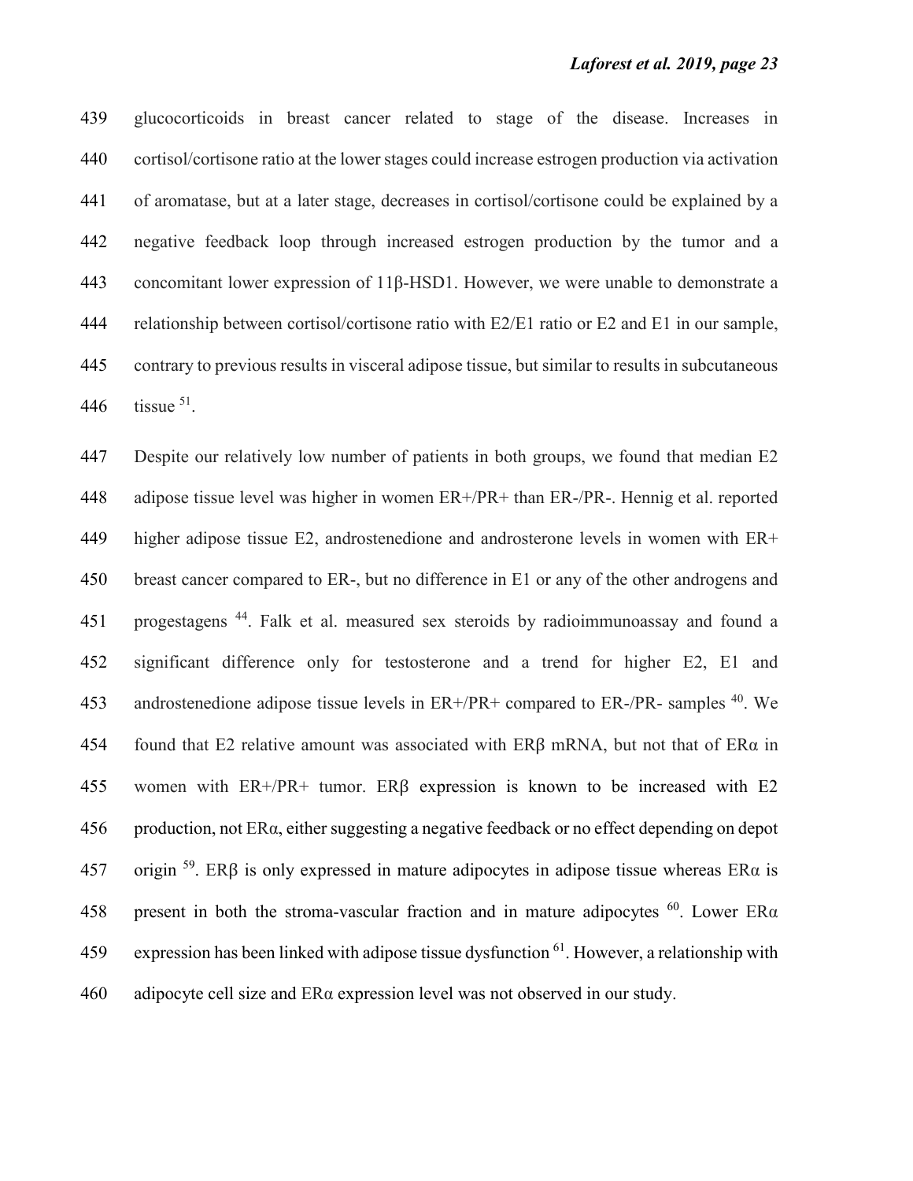glucocorticoids in breast cancer related to stage of the disease. Increases in cortisol/cortisone ratio at the lower stages could increase estrogen production via activation of aromatase, but at a later stage, decreases in cortisol/cortisone could be explained by a negative feedback loop through increased estrogen production by the tumor and a concomitant lower expression of 11β-HSD1. However, we were unable to demonstrate a relationship between cortisol/cortisone ratio with E2/E1 ratio or E2 and E1 in our sample, contrary to previous results in visceral adipose tissue, but similar to results in subcutaneous tissue [51].

Despite our relatively low number of patients in both groups, we found that median E2 adipose tissue level was higher in women ER+/PR+ than ER-/PR-. Hennig et al. reported higher adipose tissue E2, androstenedione and androsterone levels in women with ER+ breast cancer compared to ER-, but no difference in E1 or any of the other androgens and progestagens [44]. Falk et al. measured sex steroids by radioimmunoassay and found a significant difference only for testosterone and a trend for higher E2, E1 and androstenedione adipose tissue levels in ER+/PR+ compared to ER-/PR- samples [40]. We found that E2 relative amount was associated with ERβ mRNA, but not that of ERα in women with ER+/PR+ tumor. ERβ expression is known to be increased with E2 production, not ERα, either suggesting a negative feedback or no effect depending on depot origin [59]. ERβ is only expressed in mature adipocytes in adipose tissue whereas ERα is present in both the stroma-vascular fraction and in mature adipocytes [60]. Lower ERα expression has been linked with adipose tissue dysfunction [61]. However, a relationship with adipocyte cell size and ERα expression level was not observed in our study.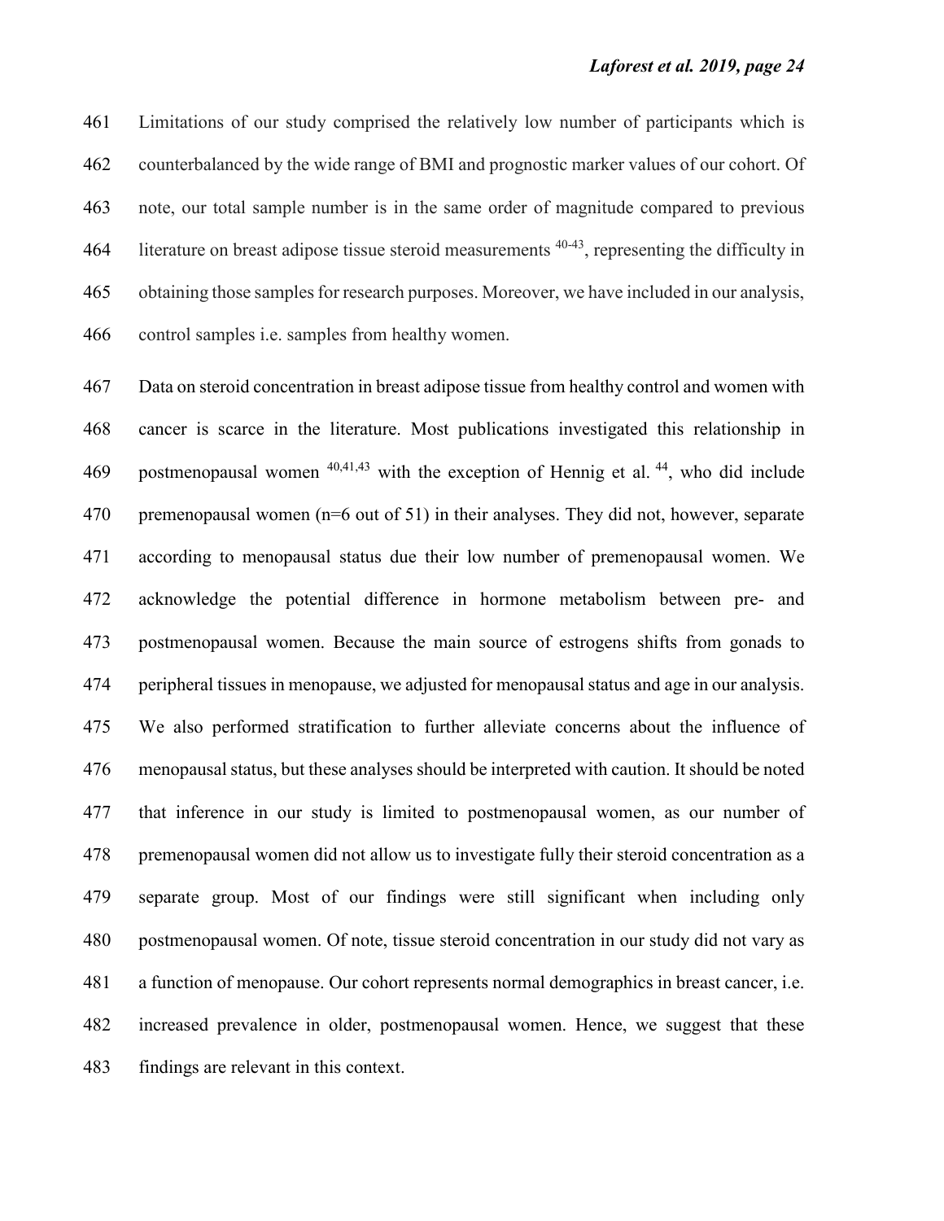Limitations of our study comprised the relatively low number of participants which is counterbalanced by the wide range of BMI and prognostic marker values of our cohort. Of note, our total sample number is in the same order of magnitude compared to previous literature on breast adipose tissue steroid measurements [40-43], representing the difficulty in obtaining those samples for research purposes. Moreover, we have included in our analysis, control samples i.e. samples from healthy women.

Data on steroid concentration in breast adipose tissue from healthy control and women with cancer is scarce in the literature. Most publications investigated this relationship in postmenopausal women [40,41,43] with the exception of Hennig et al. [44], who did include premenopausal women (n=6 out of 51) in their analyses. They did not, however, separate according to menopausal status due their low number of premenopausal women. We acknowledge the potential difference in hormone metabolism between pre- and postmenopausal women. Because the main source of estrogens shifts from gonads to peripheral tissues in menopause, we adjusted for menopausal status and age in our analysis. We also performed stratification to further alleviate concerns about the influence of menopausal status, but these analyses should be interpreted with caution. It should be noted that inference in our study is limited to postmenopausal women, as our number of premenopausal women did not allow us to investigate fully their steroid concentration as a separate group. Most of our findings were still significant when including only postmenopausal women. Of note, tissue steroid concentration in our study did not vary as a function of menopause. Our cohort represents normal demographics in breast cancer, i.e. increased prevalence in older, postmenopausal women. Hence, we suggest that these findings are relevant in this context.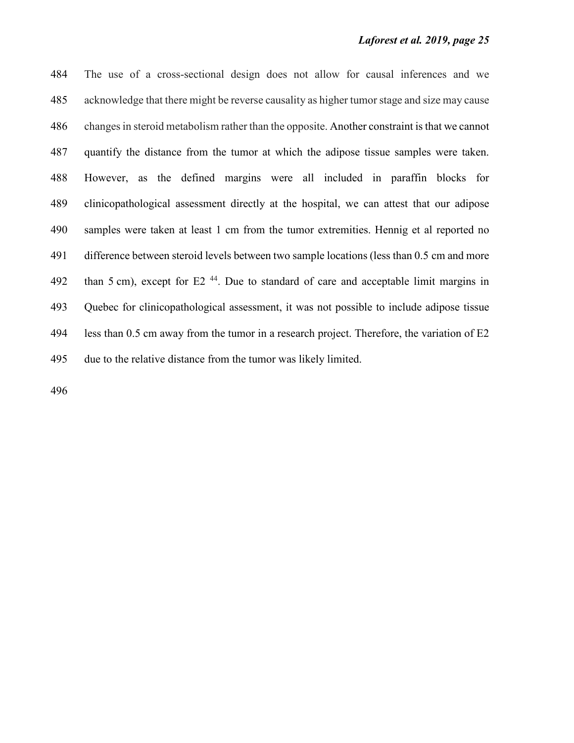The use of a cross-sectional design does not allow for causal inferences and we acknowledge that there might be reverse causality as higher tumor stage and size may cause changes in steroid metabolism rather than the opposite. Another constraint is that we cannot quantify the distance from the tumor at which the adipose tissue samples were taken. However, as the defined margins were all included in paraffin blocks for clinicopathological assessment directly at the hospital, we can attest that our adipose samples were taken at least 1 cm from the tumor extremities. Hennig et al reported no difference between steroid levels between two sample locations (less than 0.5 cm and more than 5 cm), except for E2 [44]. Due to standard of care and acceptable limit margins in Quebec for clinicopathological assessment, it was not possible to include adipose tissue less than 0.5 cm away from the tumor in a research project. Therefore, the variation of E2 due to the relative distance from the tumor was likely limited.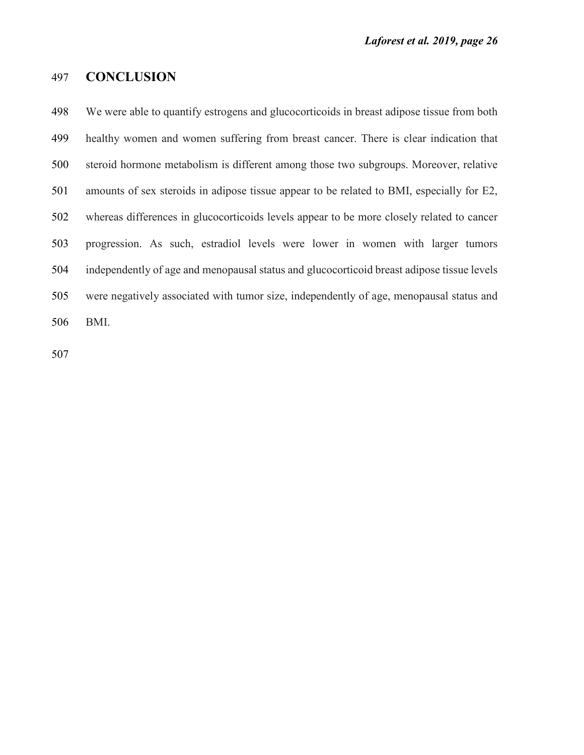## CONCLUSION

We were able to quantify estrogens and glucocorticoids in breast adipose tissue from both healthy women and women suffering from breast cancer. There is clear indication that steroid hormone metabolism is different among those two subgroups. Moreover, relative amounts of sex steroids in adipose tissue appear to be related to BMI, especially for E2, whereas differences in glucocorticoids levels appear to be more closely related to cancer progression. As such, estradiol levels were lower in women with larger tumors independently of age and menopausal status and glucocorticoid breast adipose tissue levels were negatively associated with tumor size, independently of age, menopausal status and BMI.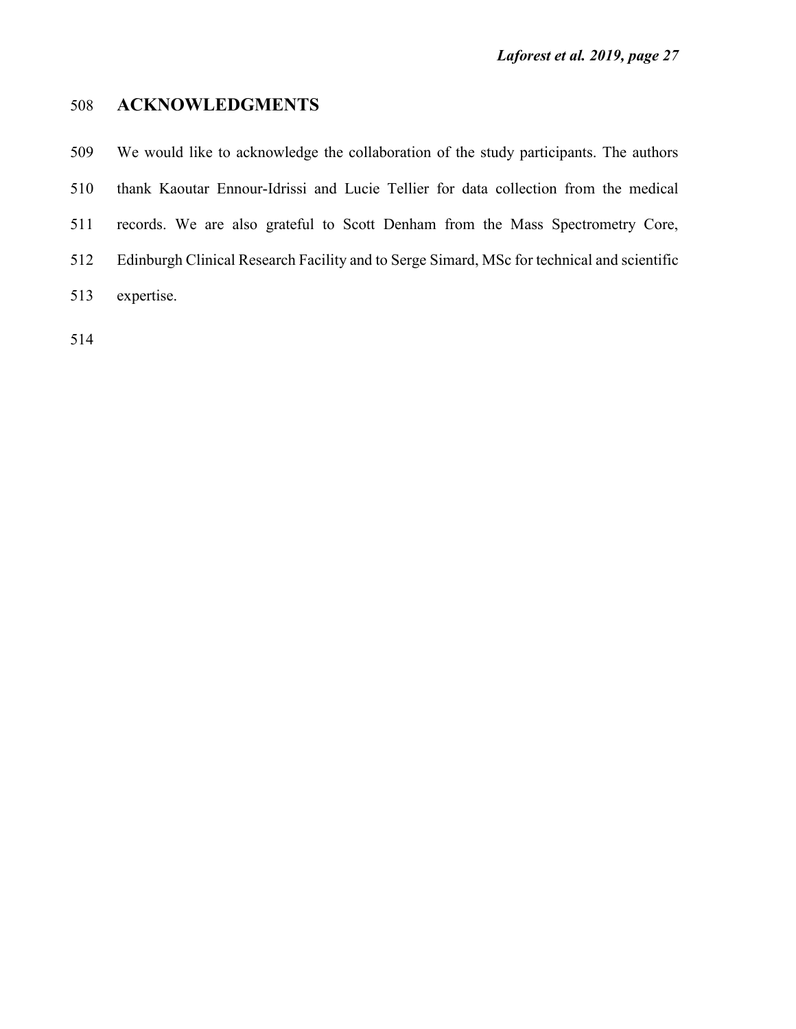## ACKNOWLEDGMENTS

We would like to acknowledge the collaboration of the study participants. The authors thank Kaoutar Ennour-Idrissi and Lucie Tellier for data collection from the medical records. We are also grateful to Scott Denham from the Mass Spectrometry Core, Edinburgh Clinical Research Facility and to Serge Simard, MSc for technical and scientific expertise.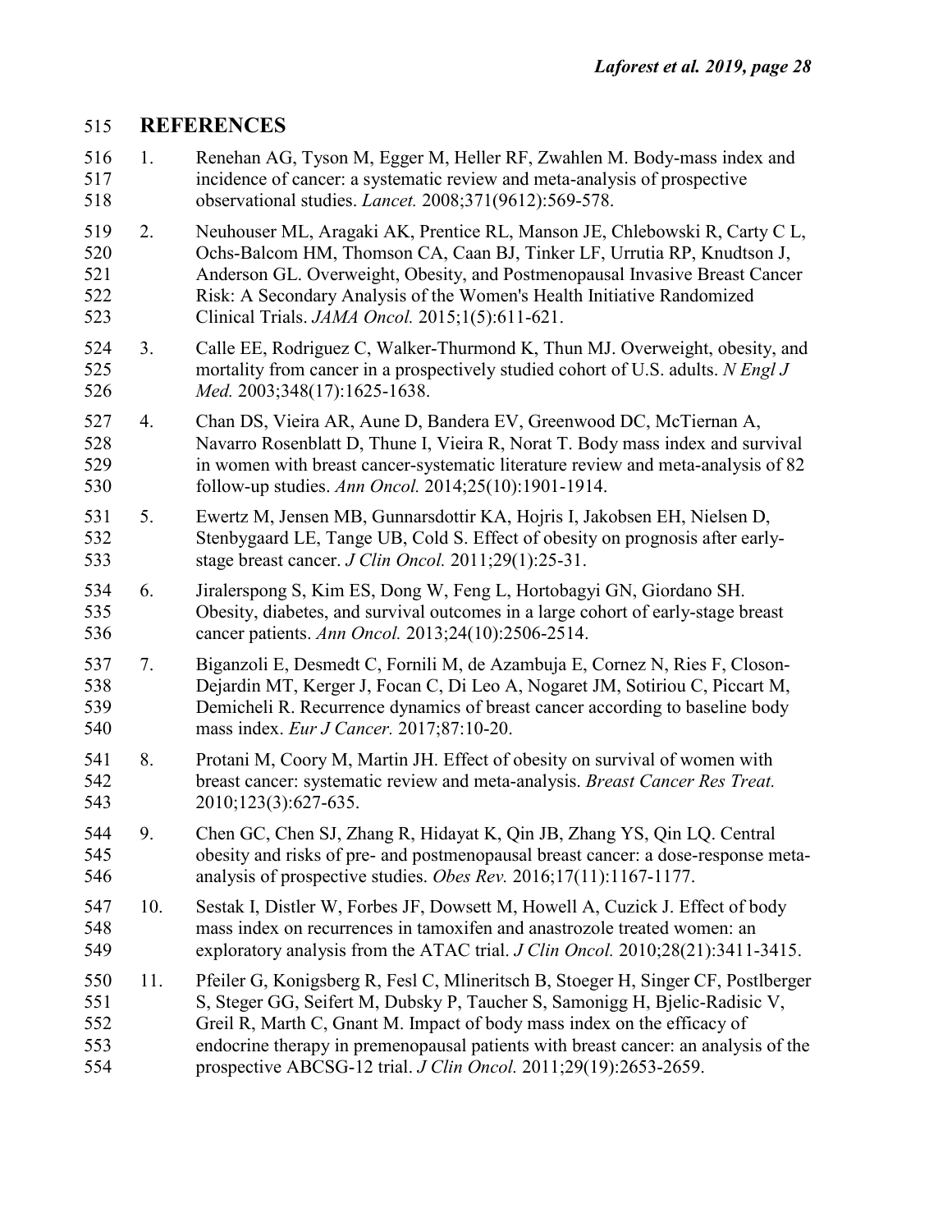## REFERENCES

1. Renehan AG, Tyson M, Egger M, Heller RF, Zwahlen M. Body-mass index and incidence of cancer: a systematic review and meta-analysis of prospective observational studies. *Lancet.* 2008;371(9612):569-578.
2. Neuhouser ML, Aragaki AK, Prentice RL, Manson JE, Chlebowski R, Carty C L, Ochs-Balcom HM, Thomson CA, Caan BJ, Tinker LF, Urrutia RP, Knudtson J, Anderson GL. Overweight, Obesity, and Postmenopausal Invasive Breast Cancer Risk: A Secondary Analysis of the Women's Health Initiative Randomized Clinical Trials. *JAMA Oncol.* 2015;1(5):611-621.
3. Calle EE, Rodriguez C, Walker-Thurmond K, Thun MJ. Overweight, obesity, and mortality from cancer in a prospectively studied cohort of U.S. adults. *N Engl J Med.* 2003;348(17):1625-1638.
4. Chan DS, Vieira AR, Aune D, Bandera EV, Greenwood DC, McTiernan A, Navarro Rosenblatt D, Thune I, Vieira R, Norat T. Body mass index and survival in women with breast cancer-systematic literature review and meta-analysis of 82 follow-up studies. *Ann Oncol.* 2014;25(10):1901-1914.
5. Ewertz M, Jensen MB, Gunnarsdottir KA, Hojris I, Jakobsen EH, Nielsen D, Stenbygaard LE, Tange UB, Cold S. Effect of obesity on prognosis after early-stage breast cancer. *J Clin Oncol.* 2011;29(1):25-31.
6. Jiralerspong S, Kim ES, Dong W, Feng L, Hortobagyi GN, Giordano SH. Obesity, diabetes, and survival outcomes in a large cohort of early-stage breast cancer patients. *Ann Oncol.* 2013;24(10):2506-2514.
7. Biganzoli E, Desmedt C, Fornili M, de Azambuja E, Cornez N, Ries F, Closon-Dejardin MT, Kerger J, Focan C, Di Leo A, Nogaret JM, Sotiriou C, Piccart M, Demicheli R. Recurrence dynamics of breast cancer according to baseline body mass index. *Eur J Cancer.* 2017;87:10-20.
8. Protani M, Coory M, Martin JH. Effect of obesity on survival of women with breast cancer: systematic review and meta-analysis. *Breast Cancer Res Treat.* 2010;123(3):627-635.
9. Chen GC, Chen SJ, Zhang R, Hidayat K, Qin JB, Zhang YS, Qin LQ. Central obesity and risks of pre- and postmenopausal breast cancer: a dose-response meta-analysis of prospective studies. *Obes Rev.* 2016;17(11):1167-1177.
10. Sestak I, Distler W, Forbes JF, Dowsett M, Howell A, Cuzick J. Effect of body mass index on recurrences in tamoxifen and anastrozole treated women: an exploratory analysis from the ATAC trial. *J Clin Oncol.* 2010;28(21):3411-3415.
11. Pfeiler G, Konigsberg R, Fesl C, Mlineritsch B, Stoeger H, Singer CF, Postlberger S, Steger GG, Seifert M, Dubsky P, Taucher S, Samonigg H, Bjelic-Radisic V, Greil R, Marth C, Gnant M. Impact of body mass index on the efficacy of endocrine therapy in premenopausal patients with breast cancer: an analysis of the prospective ABCSG-12 trial. *J Clin Oncol.* 2011;29(19):2653-2659.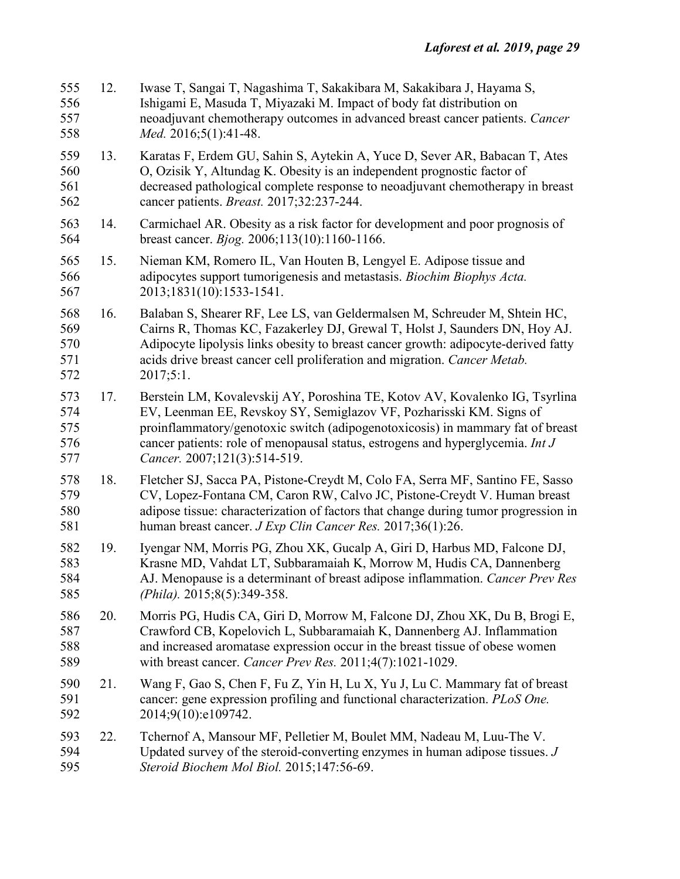12. Iwase T, Sangai T, Nagashima T, Sakakibara M, Sakakibara J, Hayama S, Ishigami E, Masuda T, Miyazaki M. Impact of body fat distribution on neoadjuvant chemotherapy outcomes in advanced breast cancer patients. *Cancer Med.* 2016;5(1):41-48.

13. Karatas F, Erdem GU, Sahin S, Aytekin A, Yuce D, Sever AR, Babacan T, Ates O, Ozisik Y, Altundag K. Obesity is an independent prognostic factor of decreased pathological complete response to neoadjuvant chemotherapy in breast cancer patients. *Breast.* 2017;32:237-244.

14. Carmichael AR. Obesity as a risk factor for development and poor prognosis of breast cancer. *Bjog.* 2006;113(10):1160-1166.

15. Nieman KM, Romero IL, Van Houten B, Lengyel E. Adipose tissue and adipocytes support tumorigenesis and metastasis. *Biochim Biophys Acta.* 2013;1831(10):1533-1541.

16. Balaban S, Shearer RF, Lee LS, van Geldermalsen M, Schreuder M, Shtein HC, Cairns R, Thomas KC, Fazakerley DJ, Grewal T, Holst J, Saunders DN, Hoy AJ. Adipocyte lipolysis links obesity to breast cancer growth: adipocyte-derived fatty acids drive breast cancer cell proliferation and migration. *Cancer Metab.* 2017;5:1.

17. Berstein LM, Kovalevskij AY, Poroshina TE, Kotov AV, Kovalenko IG, Tsyrlina EV, Leenman EE, Revskoy SY, Semiglazov VF, Pozharisski KM. Signs of proinflammatory/genotoxic switch (adipogenotoxicosis) in mammary fat of breast cancer patients: role of menopausal status, estrogens and hyperglycemia. *Int J Cancer.* 2007;121(3):514-519.

18. Fletcher SJ, Sacca PA, Pistone-Creydt M, Colo FA, Serra MF, Santino FE, Sasso CV, Lopez-Fontana CM, Caron RW, Calvo JC, Pistone-Creydt V. Human breast adipose tissue: characterization of factors that change during tumor progression in human breast cancer. *J Exp Clin Cancer Res.* 2017;36(1):26.

19. Iyengar NM, Morris PG, Zhou XK, Gucalp A, Giri D, Harbus MD, Falcone DJ, Krasne MD, Vahdat LT, Subbaramaiah K, Morrow M, Hudis CA, Dannenberg AJ. Menopause is a determinant of breast adipose inflammation. *Cancer Prev Res (Phila).* 2015;8(5):349-358.

20. Morris PG, Hudis CA, Giri D, Morrow M, Falcone DJ, Zhou XK, Du B, Brogi E, Crawford CB, Kopelovich L, Subbaramaiah K, Dannenberg AJ. Inflammation and increased aromatase expression occur in the breast tissue of obese women with breast cancer. *Cancer Prev Res.* 2011;4(7):1021-1029.

21. Wang F, Gao S, Chen F, Fu Z, Yin H, Lu X, Yu J, Lu C. Mammary fat of breast cancer: gene expression profiling and functional characterization. *PLoS One.* 2014;9(10):e109742.

22. Tchernof A, Mansour MF, Pelletier M, Boulet MM, Nadeau M, Luu-The V. Updated survey of the steroid-converting enzymes in human adipose tissues. *J Steroid Biochem Mol Biol.* 2015;147:56-69.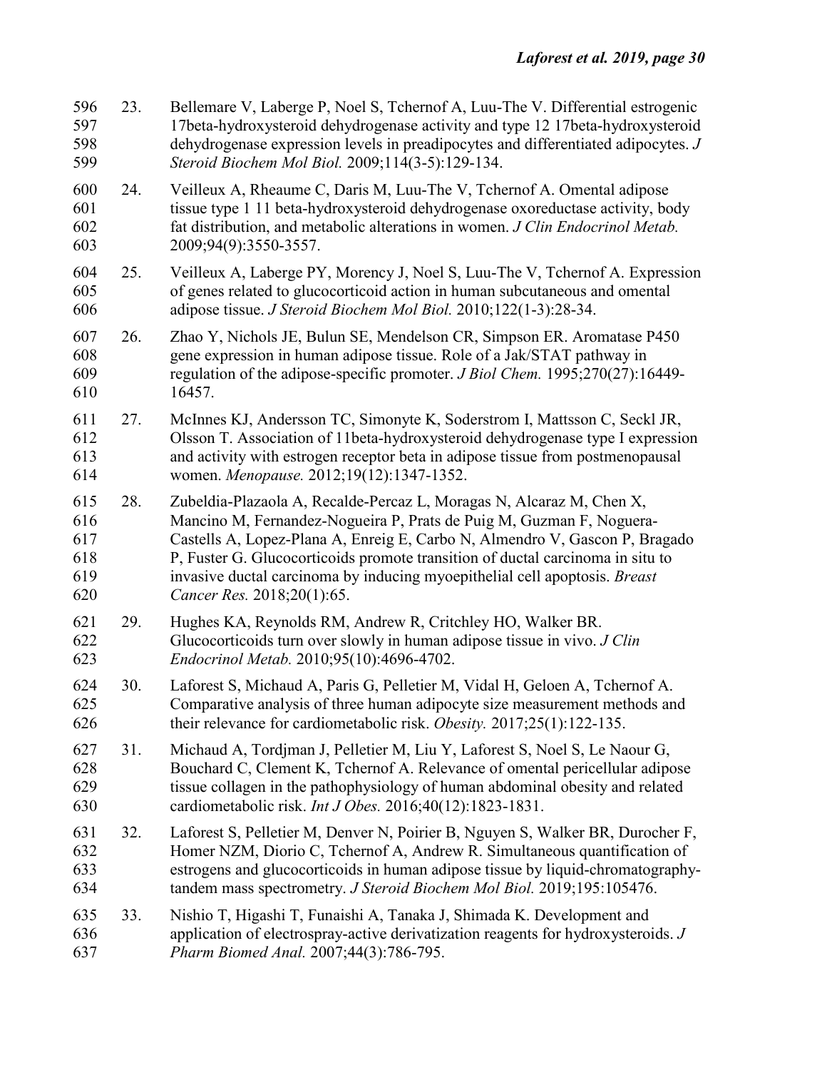23. Bellemare V, Laberge P, Noel S, Tchernof A, Luu-The V. Differential estrogenic 17beta-hydroxysteroid dehydrogenase activity and type 12 17beta-hydroxysteroid dehydrogenase expression levels in preadipocytes and differentiated adipocytes. *J Steroid Biochem Mol Biol.* 2009;114(3-5):129-134.

24. Veilleux A, Rheaume C, Daris M, Luu-The V, Tchernof A. Omental adipose tissue type 1 11 beta-hydroxysteroid dehydrogenase oxoreductase activity, body fat distribution, and metabolic alterations in women. *J Clin Endocrinol Metab.* 2009;94(9):3550-3557.

25. Veilleux A, Laberge PY, Morency J, Noel S, Luu-The V, Tchernof A. Expression of genes related to glucocorticoid action in human subcutaneous and omental adipose tissue. *J Steroid Biochem Mol Biol.* 2010;122(1-3):28-34.

26. Zhao Y, Nichols JE, Bulun SE, Mendelson CR, Simpson ER. Aromatase P450 gene expression in human adipose tissue. Role of a Jak/STAT pathway in regulation of the adipose-specific promoter. *J Biol Chem.* 1995;270(27):16449-16457.

27. McInnes KJ, Andersson TC, Simonyte K, Soderstrom I, Mattsson C, Seckl JR, Olsson T. Association of 11beta-hydroxysteroid dehydrogenase type I expression and activity with estrogen receptor beta in adipose tissue from postmenopausal women. *Menopause.* 2012;19(12):1347-1352.

28. Zubeldia-Plazaola A, Recalde-Percaz L, Moragas N, Alcaraz M, Chen X, Mancino M, Fernandez-Nogueira P, Prats de Puig M, Guzman F, Noguera-Castells A, Lopez-Plana A, Enreig E, Carbo N, Almendro V, Gascon P, Bragado P, Fuster G. Glucocorticoids promote transition of ductal carcinoma in situ to invasive ductal carcinoma by inducing myoepithelial cell apoptosis. *Breast Cancer Res.* 2018;20(1):65.

29. Hughes KA, Reynolds RM, Andrew R, Critchley HO, Walker BR. Glucocorticoids turn over slowly in human adipose tissue in vivo. *J Clin Endocrinol Metab.* 2010;95(10):4696-4702.

30. Laforest S, Michaud A, Paris G, Pelletier M, Vidal H, Geloen A, Tchernof A. Comparative analysis of three human adipocyte size measurement methods and their relevance for cardiometabolic risk. *Obesity.* 2017;25(1):122-135.

31. Michaud A, Tordjman J, Pelletier M, Liu Y, Laforest S, Noel S, Le Naour G, Bouchard C, Clement K, Tchernof A. Relevance of omental pericellular adipose tissue collagen in the pathophysiology of human abdominal obesity and related cardiometabolic risk. *Int J Obes.* 2016;40(12):1823-1831.

32. Laforest S, Pelletier M, Denver N, Poirier B, Nguyen S, Walker BR, Durocher F, Homer NZM, Diorio C, Tchernof A, Andrew R. Simultaneous quantification of estrogens and glucocorticoids in human adipose tissue by liquid-chromatography-tandem mass spectrometry. *J Steroid Biochem Mol Biol.* 2019;195:105476.

33. Nishio T, Higashi T, Funaishi A, Tanaka J, Shimada K. Development and application of electrospray-active derivatization reagents for hydroxysteroids. *J Pharm Biomed Anal.* 2007;44(3):786-795.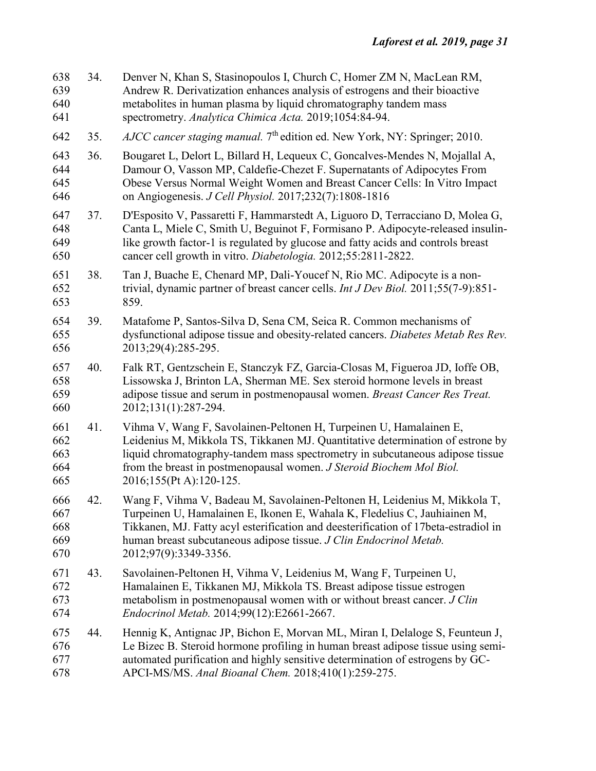34. Denver N, Khan S, Stasinopoulos I, Church C, Homer ZM N, MacLean RM, Andrew R. Derivatization enhances analysis of estrogens and their bioactive metabolites in human plasma by liquid chromatography tandem mass spectrometry. *Analytica Chimica Acta.* 2019;1054:84-94.

35. *AJCC cancer staging manual.* 7th edition ed. New York, NY: Springer; 2010.

36. Bougaret L, Delort L, Billard H, Lequeux C, Goncalves-Mendes N, Mojallal A, Damour O, Vasson MP, Caldefie-Chezet F. Supernatants of Adipocytes From Obese Versus Normal Weight Women and Breast Cancer Cells: In Vitro Impact on Angiogenesis. *J Cell Physiol.* 2017;232(7):1808-1816

37. D'Esposito V, Passaretti F, Hammarstedt A, Liguoro D, Terracciano D, Molea G, Canta L, Miele C, Smith U, Beguinot F, Formisano P. Adipocyte-released insulin-like growth factor-1 is regulated by glucose and fatty acids and controls breast cancer cell growth in vitro. *Diabetologia.* 2012;55:2811-2822.

38. Tan J, Buache E, Chenard MP, Dali-Youcef N, Rio MC. Adipocyte is a non-trivial, dynamic partner of breast cancer cells. *Int J Dev Biol.* 2011;55(7-9):851-859.

39. Matafome P, Santos-Silva D, Sena CM, Seica R. Common mechanisms of dysfunctional adipose tissue and obesity-related cancers. *Diabetes Metab Res Rev.* 2013;29(4):285-295.

40. Falk RT, Gentzschein E, Stanczyk FZ, Garcia-Closas M, Figueroa JD, Ioffe OB, Lissowska J, Brinton LA, Sherman ME. Sex steroid hormone levels in breast adipose tissue and serum in postmenopausal women. *Breast Cancer Res Treat.* 2012;131(1):287-294.

41. Vihma V, Wang F, Savolainen-Peltonen H, Turpeinen U, Hamalainen E, Leidenius M, Mikkola TS, Tikkanen MJ. Quantitative determination of estrone by liquid chromatography-tandem mass spectrometry in subcutaneous adipose tissue from the breast in postmenopausal women. *J Steroid Biochem Mol Biol.* 2016;155(Pt A):120-125.

42. Wang F, Vihma V, Badeau M, Savolainen-Peltonen H, Leidenius M, Mikkola T, Turpeinen U, Hamalainen E, Ikonen E, Wahala K, Fledelius C, Jauhiainen M, Tikkanen, MJ. Fatty acyl esterification and deesterification of 17beta-estradiol in human breast subcutaneous adipose tissue. *J Clin Endocrinol Metab.* 2012;97(9):3349-3356.

43. Savolainen-Peltonen H, Vihma V, Leidenius M, Wang F, Turpeinen U, Hamalainen E, Tikkanen MJ, Mikkola TS. Breast adipose tissue estrogen metabolism in postmenopausal women with or without breast cancer. *J Clin Endocrinol Metab.* 2014;99(12):E2661-2667.

44. Hennig K, Antignac JP, Bichon E, Morvan ML, Miran I, Delaloge S, Feunteun J, Le Bizec B. Steroid hormone profiling in human breast adipose tissue using semi-automated purification and highly sensitive determination of estrogens by GC-APCI-MS/MS. *Anal Bioanal Chem.* 2018;410(1):259-275.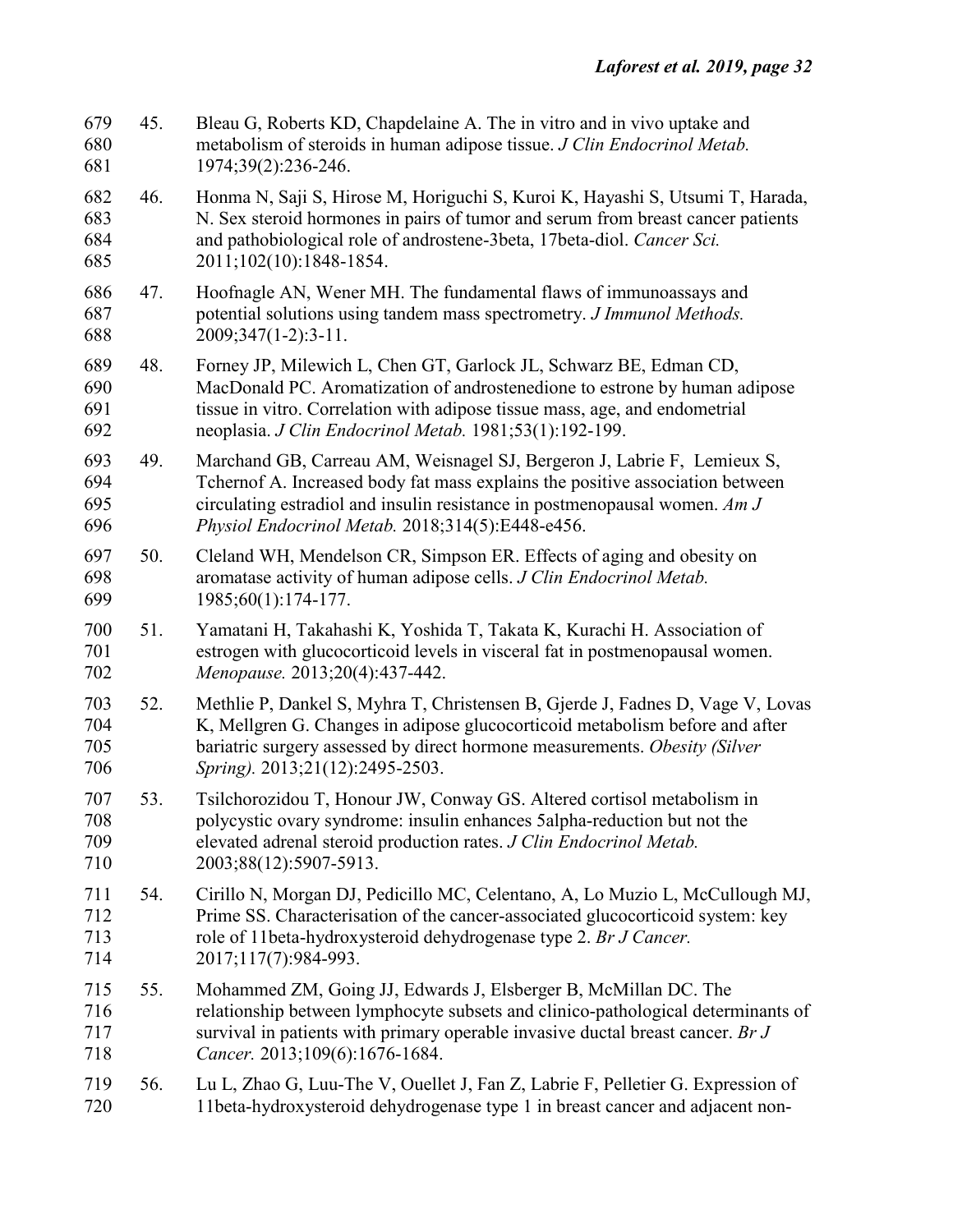45. Bleau G, Roberts KD, Chapdelaine A. The in vitro and in vivo uptake and metabolism of steroids in human adipose tissue. *J Clin Endocrinol Metab.* 1974;39(2):236-246.

46. Honma N, Saji S, Hirose M, Horiguchi S, Kuroi K, Hayashi S, Utsumi T, Harada, N. Sex steroid hormones in pairs of tumor and serum from breast cancer patients and pathobiological role of androstene-3beta, 17beta-diol. *Cancer Sci.* 2011;102(10):1848-1854.

47. Hoofnagle AN, Wener MH. The fundamental flaws of immunoassays and potential solutions using tandem mass spectrometry. *J Immunol Methods.* 2009;347(1-2):3-11.

48. Forney JP, Milewich L, Chen GT, Garlock JL, Schwarz BE, Edman CD, MacDonald PC. Aromatization of androstenedione to estrone by human adipose tissue in vitro. Correlation with adipose tissue mass, age, and endometrial neoplasia. *J Clin Endocrinol Metab.* 1981;53(1):192-199.

49. Marchand GB, Carreau AM, Weisnagel SJ, Bergeron J, Labrie F, Lemieux S, Tchernof A. Increased body fat mass explains the positive association between circulating estradiol and insulin resistance in postmenopausal women. *Am J Physiol Endocrinol Metab.* 2018;314(5):E448-e456.

50. Cleland WH, Mendelson CR, Simpson ER. Effects of aging and obesity on aromatase activity of human adipose cells. *J Clin Endocrinol Metab.* 1985;60(1):174-177.

51. Yamatani H, Takahashi K, Yoshida T, Takata K, Kurachi H. Association of estrogen with glucocorticoid levels in visceral fat in postmenopausal women. *Menopause.* 2013;20(4):437-442.

52. Methlie P, Dankel S, Myhra T, Christensen B, Gjerde J, Fadnes D, Vage V, Lovas K, Mellgren G. Changes in adipose glucocorticoid metabolism before and after bariatric surgery assessed by direct hormone measurements. *Obesity (Silver Spring).* 2013;21(12):2495-2503.

53. Tsilchorozidou T, Honour JW, Conway GS. Altered cortisol metabolism in polycystic ovary syndrome: insulin enhances 5alpha-reduction but not the elevated adrenal steroid production rates. *J Clin Endocrinol Metab.* 2003;88(12):5907-5913.

54. Cirillo N, Morgan DJ, Pedicillo MC, Celentano, A, Lo Muzio L, McCullough MJ, Prime SS. Characterisation of the cancer-associated glucocorticoid system: key role of 11beta-hydroxysteroid dehydrogenase type 2. *Br J Cancer.* 2017;117(7):984-993.

55. Mohammed ZM, Going JJ, Edwards J, Elsberger B, McMillan DC. The relationship between lymphocyte subsets and clinico-pathological determinants of survival in patients with primary operable invasive ductal breast cancer. *Br J Cancer.* 2013;109(6):1676-1684.

56. Lu L, Zhao G, Luu-The V, Ouellet J, Fan Z, Labrie F, Pelletier G. Expression of 11beta-hydroxysteroid dehydrogenase type 1 in breast cancer and adjacent non-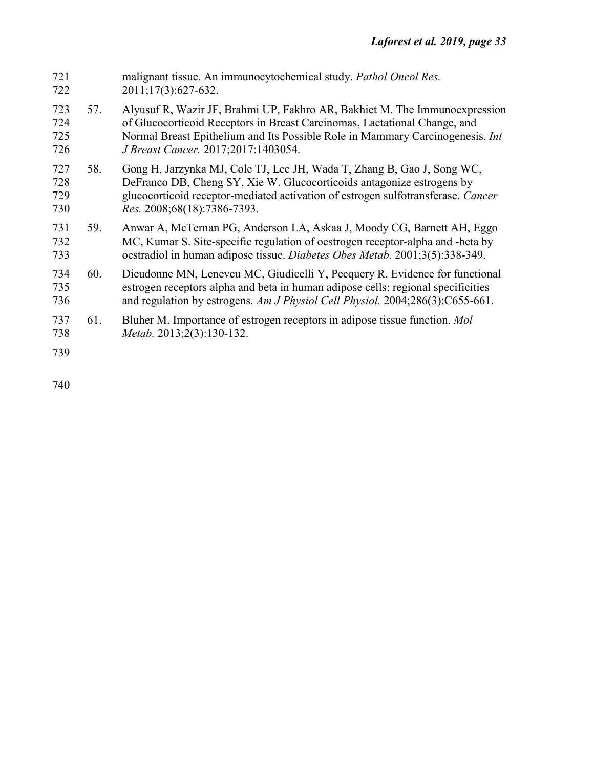malignant tissue. An immunocytochemical study. *Pathol Oncol Res.* 2011;17(3):627-632.

57. Alyusuf R, Wazir JF, Brahmi UP, Fakhro AR, Bakhiet M. The Immunoexpression of Glucocorticoid Receptors in Breast Carcinomas, Lactational Change, and Normal Breast Epithelium and Its Possible Role in Mammary Carcinogenesis. *Int J Breast Cancer.* 2017;2017:1403054.

58. Gong H, Jarzynka MJ, Cole TJ, Lee JH, Wada T, Zhang B, Gao J, Song WC, DeFranco DB, Cheng SY, Xie W. Glucocorticoids antagonize estrogens by glucocorticoid receptor-mediated activation of estrogen sulfotransferase. *Cancer Res.* 2008;68(18):7386-7393.

59. Anwar A, McTernan PG, Anderson LA, Askaa J, Moody CG, Barnett AH, Eggo MC, Kumar S. Site-specific regulation of oestrogen receptor-alpha and -beta by oestradiol in human adipose tissue. *Diabetes Obes Metab.* 2001;3(5):338-349.

60. Dieudonne MN, Leneveu MC, Giudicelli Y, Pecquery R. Evidence for functional estrogen receptors alpha and beta in human adipose cells: regional specificities and regulation by estrogens. *Am J Physiol Cell Physiol.* 2004;286(3):C655-661.

61. Bluher M. Importance of estrogen receptors in adipose tissue function. *Mol Metab.* 2013;2(3):130-132.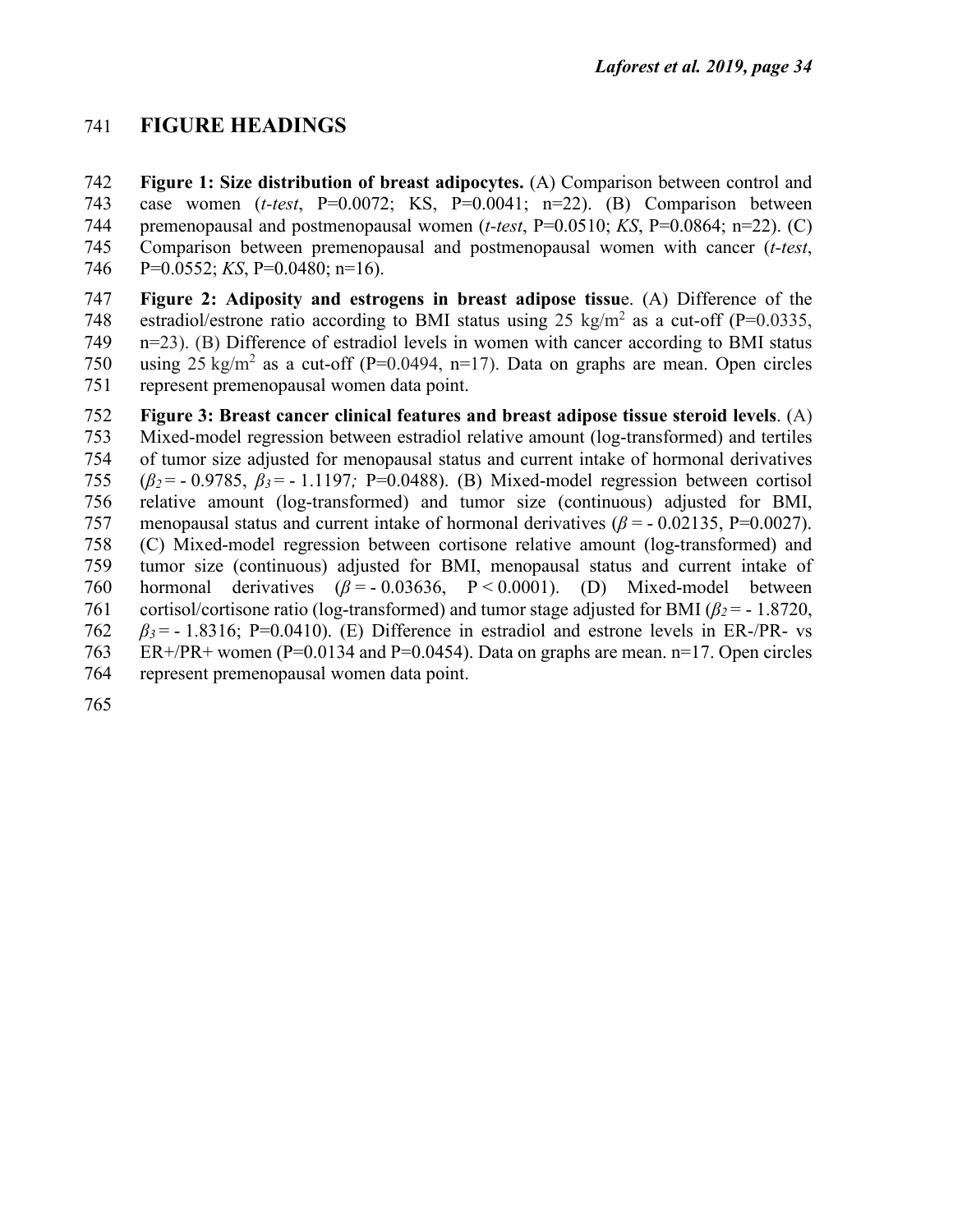# FIGURE HEADINGS

**Figure 1: Size distribution of breast adipocytes.** (A) Comparison between control and case women (*t-test*, P=0.0072; KS, P=0.0041; n=22). (B) Comparison between premenopausal and postmenopausal women (*t-test*, P=0.0510; *KS*, P=0.0864; n=22). (C) Comparison between premenopausal and postmenopausal women with cancer (*t-test*, P=0.0552; *KS*, P=0.0480; n=16).

**Figure 2: Adiposity and estrogens in breast adipose tissu**e. (A) Difference of the estradiol/estrone ratio according to BMI status using 25 $kg/m^2$ as a cut-off (P=0.0335, n=23). (B) Difference of estradiol levels in women with cancer according to BMI status using 25 $kg/m^2$ as a cut-off (P=0.0494, n=17). Data on graphs are mean. Open circles represent premenopausal women data point.

**Figure 3: Breast cancer clinical features and breast adipose tissue steroid levels**. (A) Mixed-model regression between estradiol relative amount (log-transformed) and tertiles of tumor size adjusted for menopausal status and current intake of hormonal derivatives ($\beta_2$ = - 0.9785, $\beta_3$ = - 1.1197; P=0.0488). (B) Mixed-model regression between cortisol relative amount (log-transformed) and tumor size (continuous) adjusted for BMI, menopausal status and current intake of hormonal derivatives ($\beta$ = - 0.02135, P=0.0027). (C) Mixed-model regression between cortisone relative amount (log-transformed) and tumor size (continuous) adjusted for BMI, menopausal status and current intake of hormonal derivatives ($\beta$ = - 0.03636, $P < 0.0001$). (D) Mixed-model between cortisol/cortisone ratio (log-transformed) and tumor stage adjusted for BMI ($\beta_2$ = - 1.8720, $\beta_3$ = - 1.8316; P=0.0410). (E) Difference in estradiol and estrone levels in ER-/PR- vs ER+/PR+ women (P=0.0134 and P=0.0454). Data on graphs are mean. n=17. Open circles represent premenopausal women data point.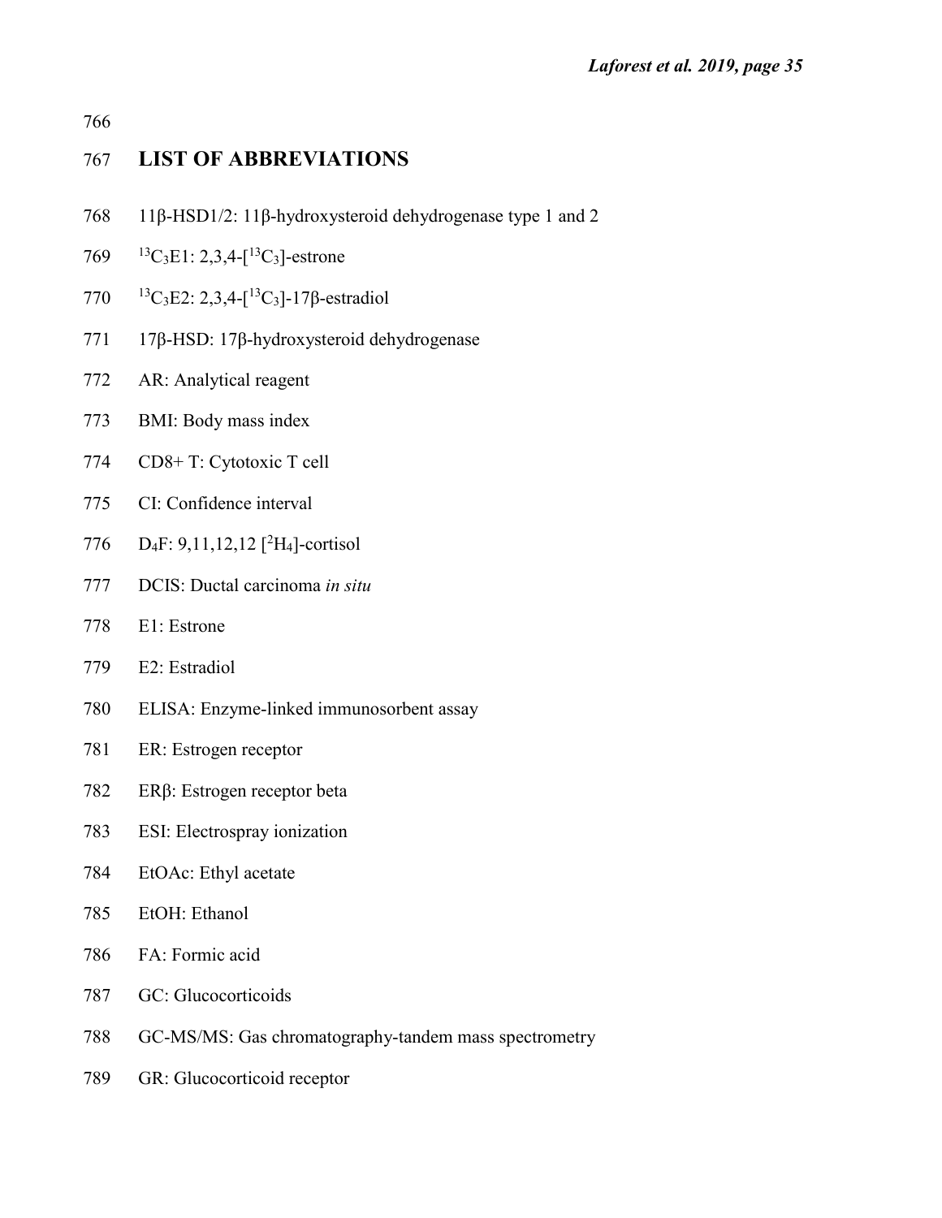## LIST OF ABBREVIATIONS

11β-HSD1/2: 11β-hydroxysteroid dehydrogenase type 1 and 2

$^{13}C_3$E1: 2,3,4-[$^{13}C_3$]-estrone

$^{13}C_3$E2: 2,3,4-[$^{13}C_3$]-17β-estradiol

17β-HSD: 17β-hydroxysteroid dehydrogenase

AR: Analytical reagent

BMI: Body mass index

CD8+ T: Cytotoxic T cell

CI: Confidence interval

$D_4$F: 9,11,12,12 [$^2H_4$]-cortisol

DCIS: Ductal carcinoma *in situ*

E1: Estrone

E2: Estradiol

ELISA: Enzyme-linked immunosorbent assay

ER: Estrogen receptor

ERβ: Estrogen receptor beta

ESI: Electrospray ionization

EtOAc: Ethyl acetate

EtOH: Ethanol

FA: Formic acid

GC: Glucocorticoids

GC-MS/MS: Gas chromatography-tandem mass spectrometry

GR: Glucocorticoid receptor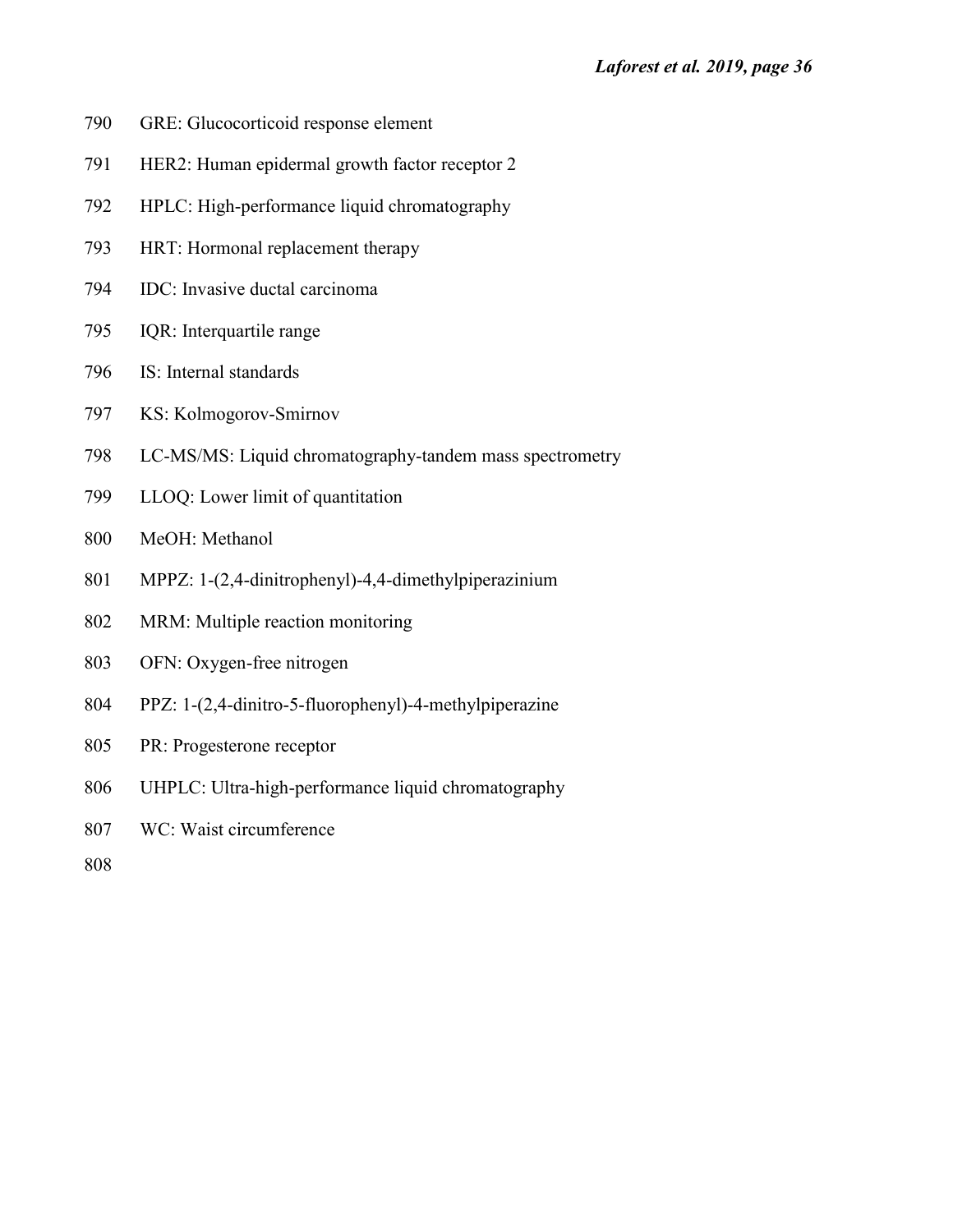GRE: Glucocorticoid response element

HER2: Human epidermal growth factor receptor 2

HPLC: High-performance liquid chromatography

HRT: Hormonal replacement therapy

IDC: Invasive ductal carcinoma

IQR: Interquartile range

IS: Internal standards

KS: Kolmogorov-Smirnov

LC-MS/MS: Liquid chromatography-tandem mass spectrometry

LLOQ: Lower limit of quantitation

MeOH: Methanol

MPPZ: 1-(2,4-dinitrophenyl)-4,4-dimethylpiperazinium

MRM: Multiple reaction monitoring

OFN: Oxygen-free nitrogen

PPZ: 1-(2,4-dinitro-5-fluorophenyl)-4-methylpiperazine

PR: Progesterone receptor

UHPLC: Ultra-high-performance liquid chromatography

WC: Waist circumference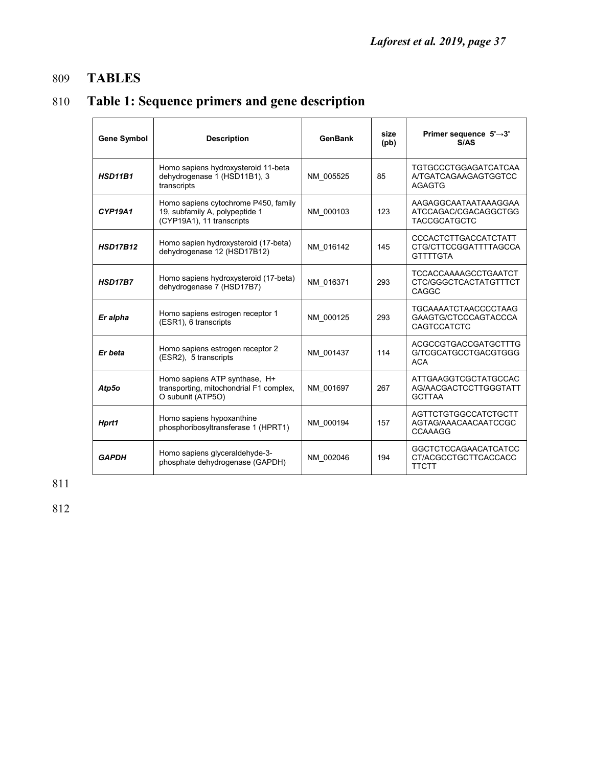# TABLES

## Table 1: Sequence primers and gene description

| Gene Symbol | Description | GenBank | size (pb) | Primer sequence 5'→3' S/AS |
|---|---|---|---|---|
| ***HSD11B1*** | Homo sapiens hydroxysteroid 11-beta dehydrogenase 1 (HSD11B1), 3 transcripts | NM_005525 | 85 | TGTGCCCTGGAGATCATCAA/TGATCAGAAGAGTGGTCCAGAGTG |
| ***CYP19A1*** | Homo sapiens cytochrome P450, family 19, subfamily A, polypeptide 1 (CYP19A1), 11 transcripts | NM_000103 | 123 | AAGAGGCAATAATAAAGGAAATCCAGAC/CGACAGGCTGGTACCGCATGCTC |
| ***HSD17B12*** | Homo sapien hydroxysteroid (17-beta) dehydrogenase 12 (HSD17B12) | NM_016142 | 145 | CCCACTCTTGACCATCTATTCTG/CTTCCGGATTTTAGCCAGTTTTGTA |
| ***HSD17B7*** | Homo sapiens hydroxysteroid (17-beta) dehydrogenase 7 (HSD17B7) | NM_016371 | 293 | TCCACCAAAAGCCTGAATCTCTC/GGGCTCACTATGTTTCTCAGGC |
| ***Er alpha*** | Homo sapiens estrogen receptor 1 (ESR1), 6 transcripts | NM_000125 | 293 | TGCAAAATCTAACCCCTAAGGAAGTG/CTCCCAGTACCCACAGTCCATCTC |
| ***Er beta*** | Homo sapiens estrogen receptor 2 (ESR2), 5 transcripts | NM_001437 | 114 | ACGCCGTGACCGATGCTTTGG/TCGCATGCCTGACGTGGGACA |
| ***Atp5o*** | Homo sapiens ATP synthase, H+ transporting, mitochondrial F1 complex, O subunit (ATP5O) | NM_001697 | 267 | ATTGAAGGTCGCTATGCCACAG/AACGACTCCTTGGGTATTGCTTAA |
| ***Hprt1*** | Homo sapiens hypoxanthine phosphoribosyltransferase 1 (HPRT1) | NM_000194 | 157 | AGTTCTGTGGCCATCTGCTTAGTAG/AAACAACAATCCGCCCAAAGG |
| ***GAPDH*** | Homo sapiens glyceraldehyde-3-phosphate dehydrogenase (GAPDH) | NM_002046 | 194 | GGCTCTCCAGAACATCATCCCT/ACGCCTGCTTCACCACCTTCTT |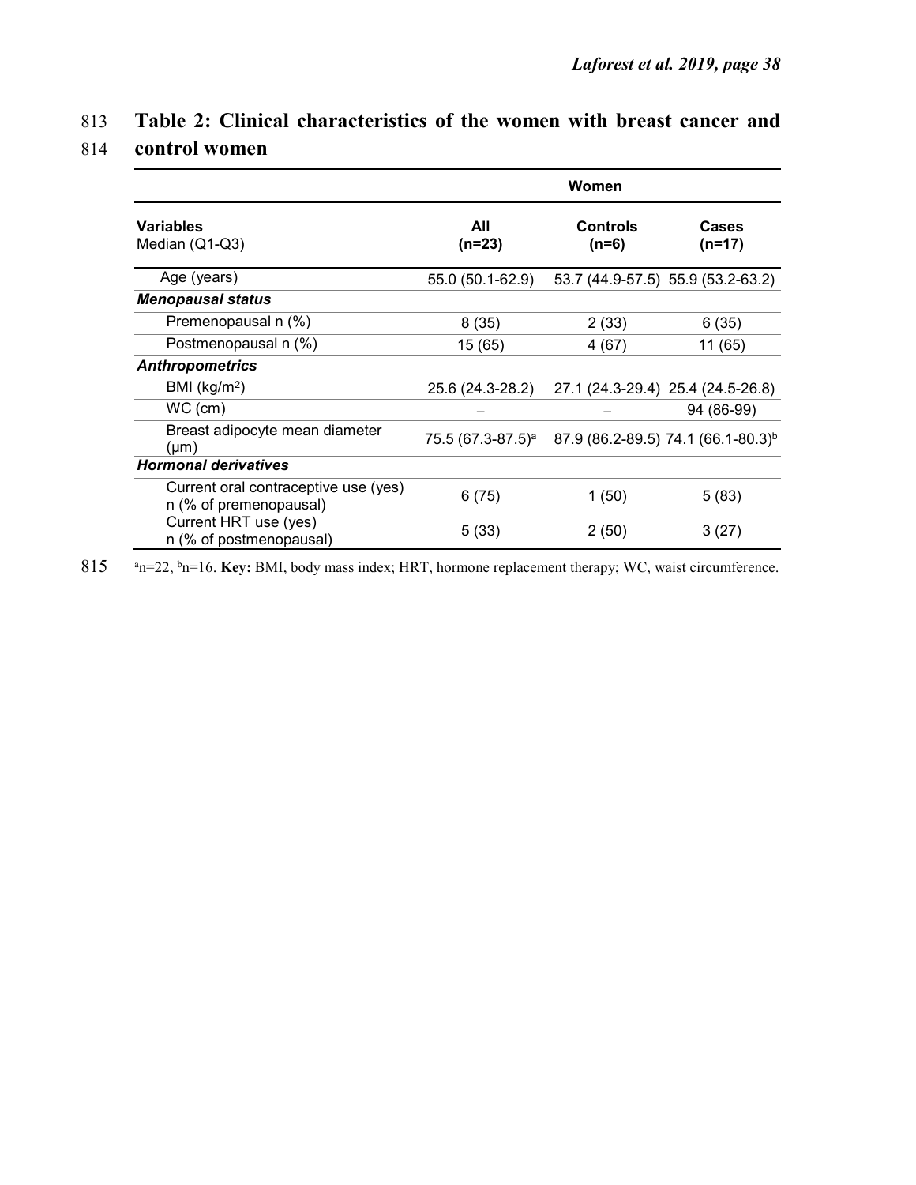**Table 2: Clinical characteristics of the women with breast cancer and control women**

| Variables<br>Median (Q1-Q3) | Women | | |
|---|---|---|---|
| | **All (n=23)** | **Controls (n=6)** | **Cases (n=17)** |
| Age (years) | 55.0 (50.1-62.9) | 53.7 (44.9-57.5) | 55.9 (53.2-63.2) |
| ***Menopausal status*** | | | |
| Premenopausal n (%) | 8 (35) | 2 (33) | 6 (35) |
| Postmenopausal n (%) | 15 (65) | 4 (67) | 11 (65) |
| ***Anthropometrics*** | | | |
| BMI (kg/m²) | 25.6 (24.3-28.2) | 27.1 (24.3-29.4) | 25.4 (24.5-26.8) |
| WC (cm) | – | – | 94 (86-99) |
| Breast adipocyte mean diameter (μm) | 75.5 (67.3-87.5)[a] | 87.9 (86.2-89.5) | 74.1 (66.1-80.3)[b] |
| ***Hormonal derivatives*** | | | |
| Current oral contraceptive use (yes) n (% of premenopausal) | 6 (75) | 1 (50) | 5 (83) |
| Current HRT use (yes) n (% of postmenopausal) | 5 (33) | 2 (50) | 3 (27) |

[a]n=22, [b]n=16. **Key:** BMI, body mass index; HRT, hormone replacement therapy; WC, waist circumference.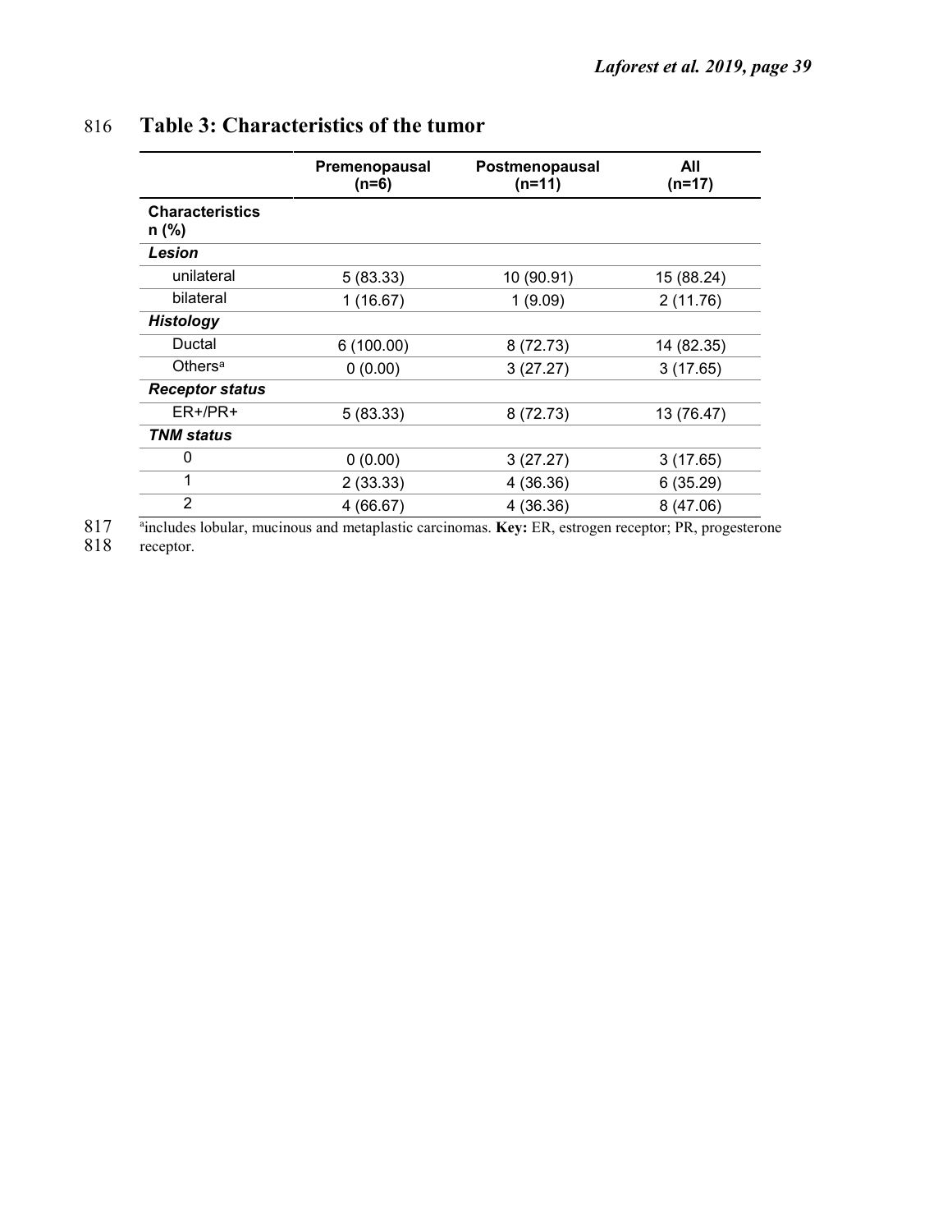## Table 3: Characteristics of the tumor

| | Premenopausal (n=6) | Postmenopausal (n=11) | All (n=17) |
|---|---|---|---|
| **Characteristics n (%)** | | | |
| ***Lesion*** | | | |
| unilateral | 5 (83.33) | 10 (90.91) | 15 (88.24) |
| bilateral | 1 (16.67) | 1 (9.09) | 2 (11.76) |
| ***Histology*** | | | |
| Ductal | 6 (100.00) | 8 (72.73) | 14 (82.35) |
| Others[a] | 0 (0.00) | 3 (27.27) | 3 (17.65) |
| ***Receptor status*** | | | |
| ER+/PR+ | 5 (83.33) | 8 (72.73) | 13 (76.47) |
| ***TNM status*** | | | |
| 0 | 0 (0.00) | 3 (27.27) | 3 (17.65) |
| 1 | 2 (33.33) | 4 (36.36) | 6 (35.29) |
| 2 | 4 (66.67) | 4 (36.36) | 8 (47.06) |

[a]includes lobular, mucinous and metaplastic carcinomas. **Key:** ER, estrogen receptor; PR, progesterone receptor.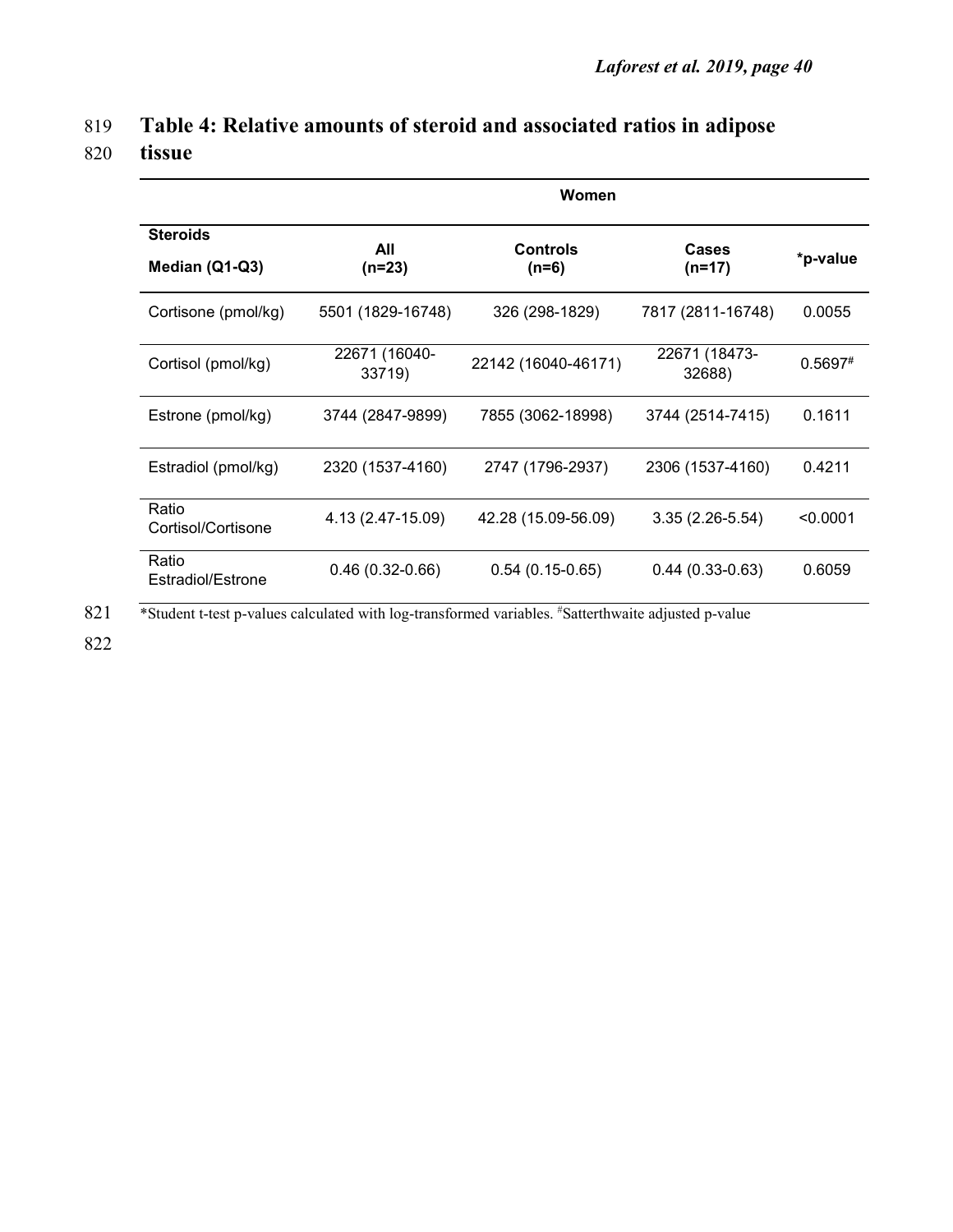**Table 4: Relative amounts of steroid and associated ratios in adipose tissue**

| | Women | | | |
|---|---|---|---|---|
| **Steroids Median (Q1-Q3)** | **All (n=23)** | **Controls (n=6)** | **Cases (n=17)** | ***p-value** |
| Cortisone (pmol/kg) | 5501 (1829-16748) | 326 (298-1829) | 7817 (2811-16748) | 0.0055 |
| Cortisol (pmol/kg) | 22671 (16040-33719) | 22142 (16040-46171) | 22671 (18473-32688) | 0.5697[#] |
| Estrone (pmol/kg) | 3744 (2847-9899) | 7855 (3062-18998) | 3744 (2514-7415) | 0.1611 |
| Estradiol (pmol/kg) | 2320 (1537-4160) | 2747 (1796-2937) | 2306 (1537-4160) | 0.4211 |
| Ratio Cortisol/Cortisone | 4.13 (2.47-15.09) | 42.28 (15.09-56.09) | 3.35 (2.26-5.54) | <0.0001 |
| Ratio Estradiol/Estrone | 0.46 (0.32-0.66) | 0.54 (0.15-0.65) | 0.44 (0.33-0.63) | 0.6059 |

*Student t-test p-values calculated with log-transformed variables. [#]Satterthwaite adjusted p-value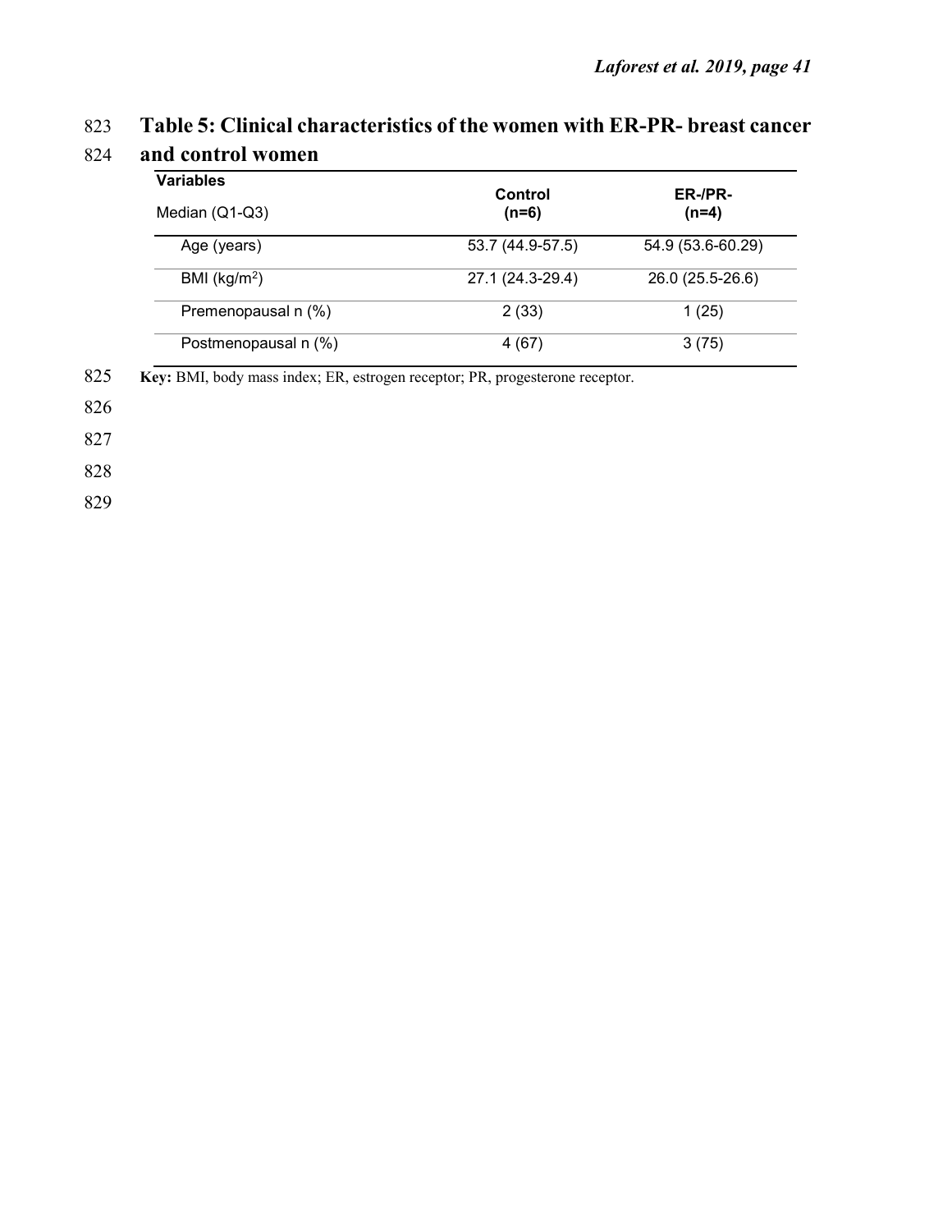**Table 5: Clinical characteristics of the women with ER-PR- breast cancer and control women**

| Variables<br>Median (Q1-Q3) | Control (n=6) | ER-/PR- (n=4) |
|---|---|---|
| Age (years) | 53.7 (44.9-57.5) | 54.9 (53.6-60.29) |
| BMI ($kg/m^2$) | 27.1 (24.3-29.4) | 26.0 (25.5-26.6) |
| Premenopausal n (%) | 2 (33) | 1 (25) |
| Postmenopausal n (%) | 4 (67) | 3 (75) |

**Key:** BMI, body mass index; ER, estrogen receptor; PR, progesterone receptor.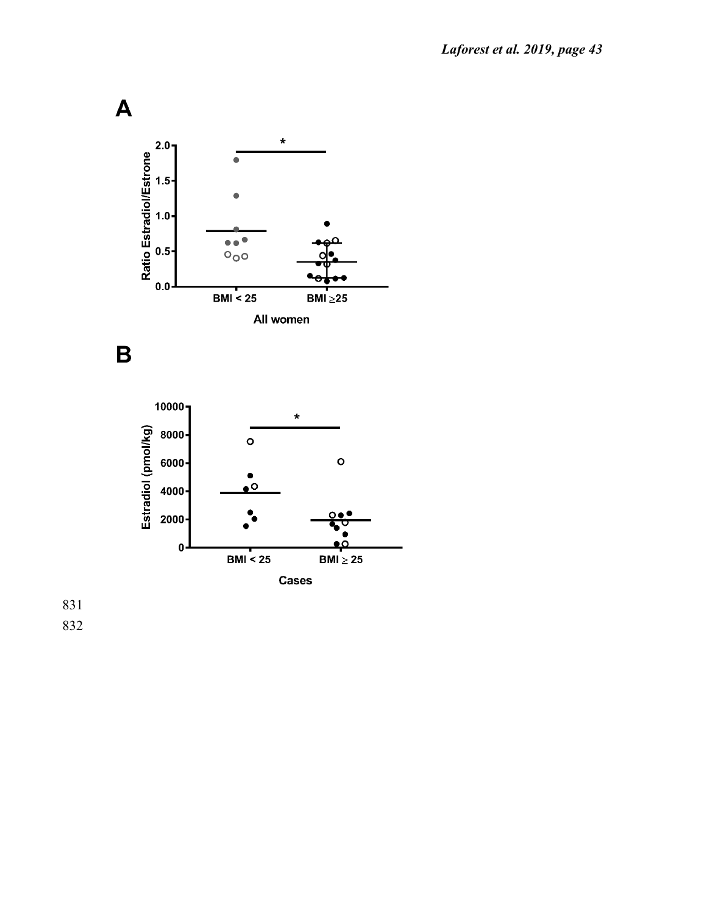**A**

Ratio Estradiol/Estrone

2.0
1.5
1.0
0.5
0.0

*

BMI < 25 BMI ≥25

All women

**B**

Estradiol (pmol/kg)

10000
8000
6000
4000
2000
0

*

BMI < 25 BMI ≥ 25

Cases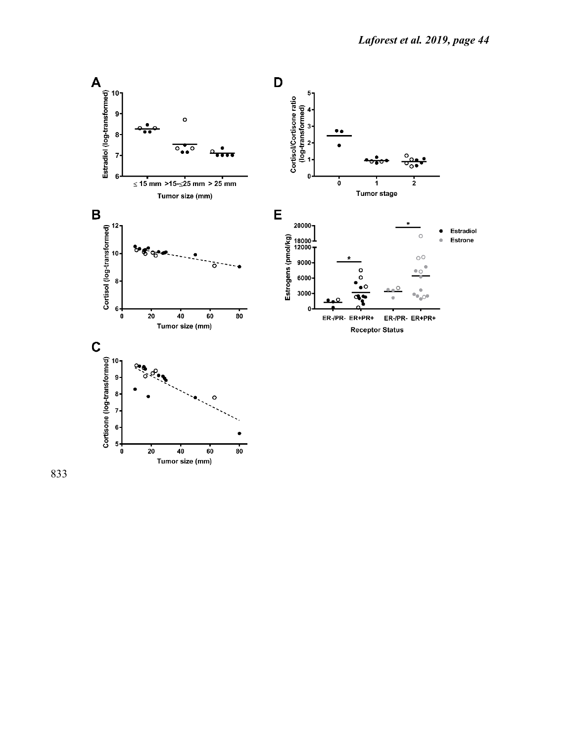A

Estradiol (log-transformed)

10
9
8
7
6

≤ 15 mm >15-≤25 mm > 25 mm

Tumor size (mm)

B

Cortisol (log-transformed)

12
10
8
6

0 20 40 60 80

Tumor size (mm)

C

Cortisone (log-transformed)

10
9
8
7
6
5

0 20 40 60 80

Tumor size (mm)

D

Cortisol/Cortisone ratio (log-transformed)

5
4
3
2
1
0

0 1 2

Tumor stage

E

Estrogens (pmol/kg)

20000
18000
12000
9000
6000
3000
0

*

*

Estradiol

Estrone

ER-/PR- ER+PR+ ER-/PR- ER+PR+

Receptor Status

833